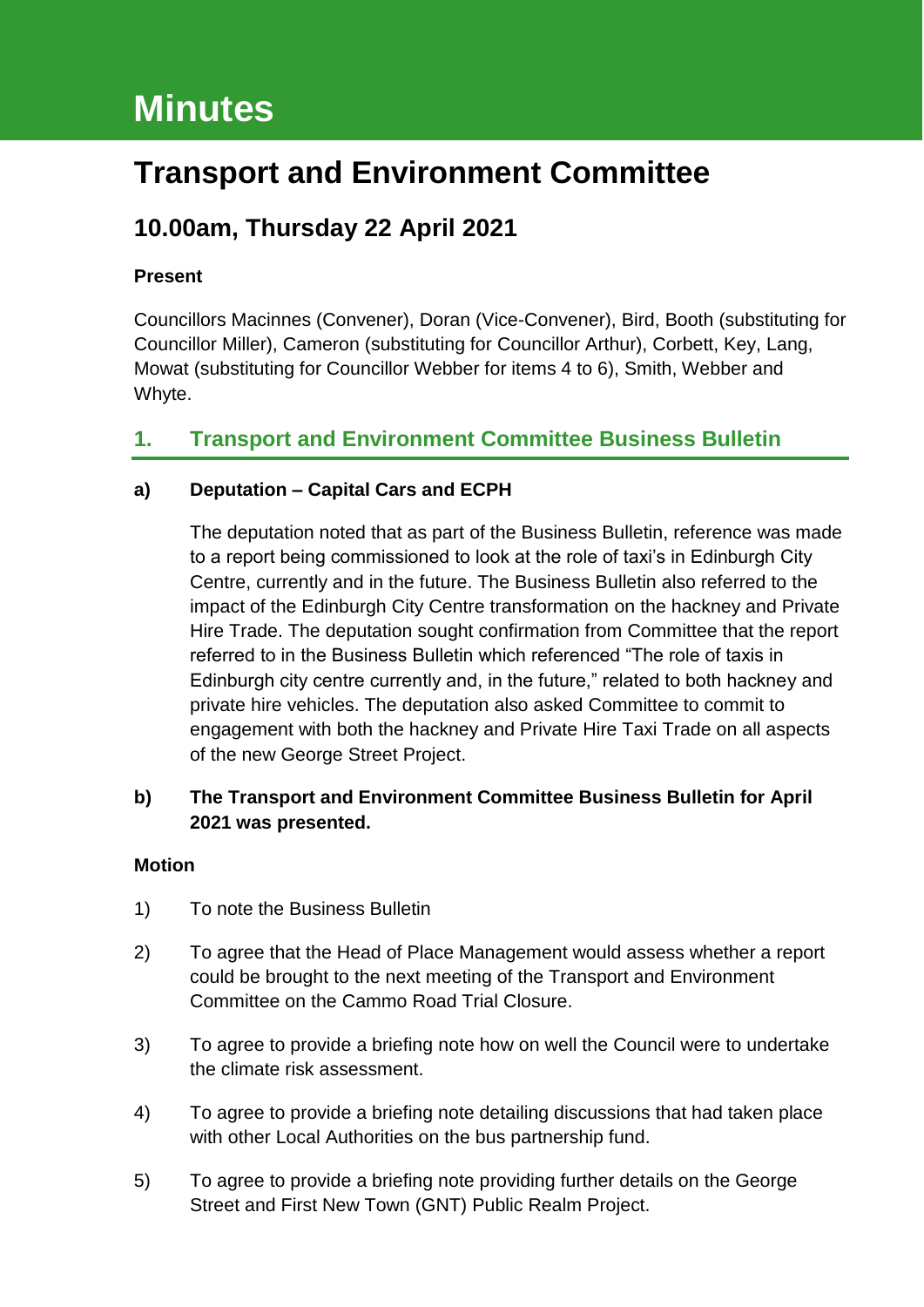# Minutes

# Transport and Environment Committee

## 10.00am, Thursday 22 April 2021

**Present**

Councillors Macinnes (Convener), Doran (Vice-Convener), Bird, Booth (substituting for Councillor Miller), Cameron (substituting for Councillor Arthur), Corbett, Key, Lang, Mowat (substituting for Councillor Webber for items 4 to 6), Smith, Webber and Whyte.

## 1. Transport and Environment Committee Business Bulletin

**a) Deputation – Capital Cars and ECPH**

The deputation noted that as part of the Business Bulletin, reference was made to a report being commissioned to look at the role of taxi's in Edinburgh City Centre, currently and in the future. The Business Bulletin also referred to the impact of the Edinburgh City Centre transformation on the hackney and Private Hire Trade. The deputation sought confirmation from Committee that the report referred to in the Business Bulletin which referenced "The role of taxis in Edinburgh city centre currently and, in the future," related to both hackney and private hire vehicles. The deputation also asked Committee to commit to engagement with both the hackney and Private Hire Taxi Trade on all aspects of the new George Street Project.

**b) The Transport and Environment Committee Business Bulletin for April 2021 was presented.**

**Motion**

1) To note the Business Bulletin

2) To agree that the Head of Place Management would assess whether a report could be brought to the next meeting of the Transport and Environment Committee on the Cammo Road Trial Closure.

3) To agree to provide a briefing note how on well the Council were to undertake the climate risk assessment.

4) To agree to provide a briefing note detailing discussions that had taken place with other Local Authorities on the bus partnership fund.

5) To agree to provide a briefing note providing further details on the George Street and First New Town (GNT) Public Realm Project.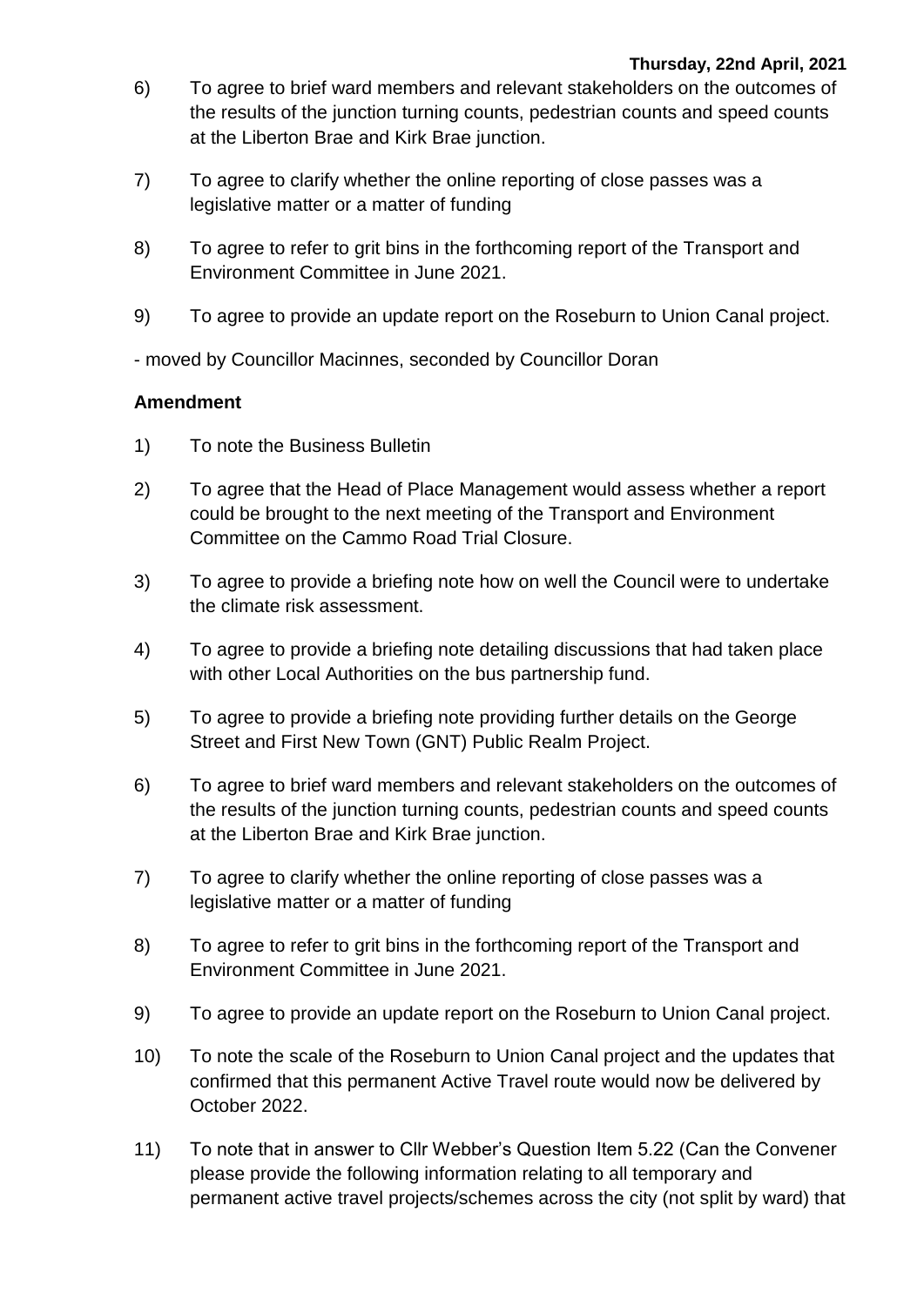6) To agree to brief ward members and relevant stakeholders on the outcomes of the results of the junction turning counts, pedestrian counts and speed counts at the Liberton Brae and Kirk Brae junction.

7) To agree to clarify whether the online reporting of close passes was a legislative matter or a matter of funding

8) To agree to refer to grit bins in the forthcoming report of the Transport and Environment Committee in June 2021.

9) To agree to provide an update report on the Roseburn to Union Canal project.

- moved by Councillor Macinnes, seconded by Councillor Doran

**Amendment**

1) To note the Business Bulletin

2) To agree that the Head of Place Management would assess whether a report could be brought to the next meeting of the Transport and Environment Committee on the Cammo Road Trial Closure.

3) To agree to provide a briefing note how on well the Council were to undertake the climate risk assessment.

4) To agree to provide a briefing note detailing discussions that had taken place with other Local Authorities on the bus partnership fund.

5) To agree to provide a briefing note providing further details on the George Street and First New Town (GNT) Public Realm Project.

6) To agree to brief ward members and relevant stakeholders on the outcomes of the results of the junction turning counts, pedestrian counts and speed counts at the Liberton Brae and Kirk Brae junction.

7) To agree to clarify whether the online reporting of close passes was a legislative matter or a matter of funding

8) To agree to refer to grit bins in the forthcoming report of the Transport and Environment Committee in June 2021.

9) To agree to provide an update report on the Roseburn to Union Canal project.

10) To note the scale of the Roseburn to Union Canal project and the updates that confirmed that this permanent Active Travel route would now be delivered by October 2022.

11) To note that in answer to Cllr Webber's Question Item 5.22 (Can the Convener please provide the following information relating to all temporary and permanent active travel projects/schemes across the city (not split by ward) that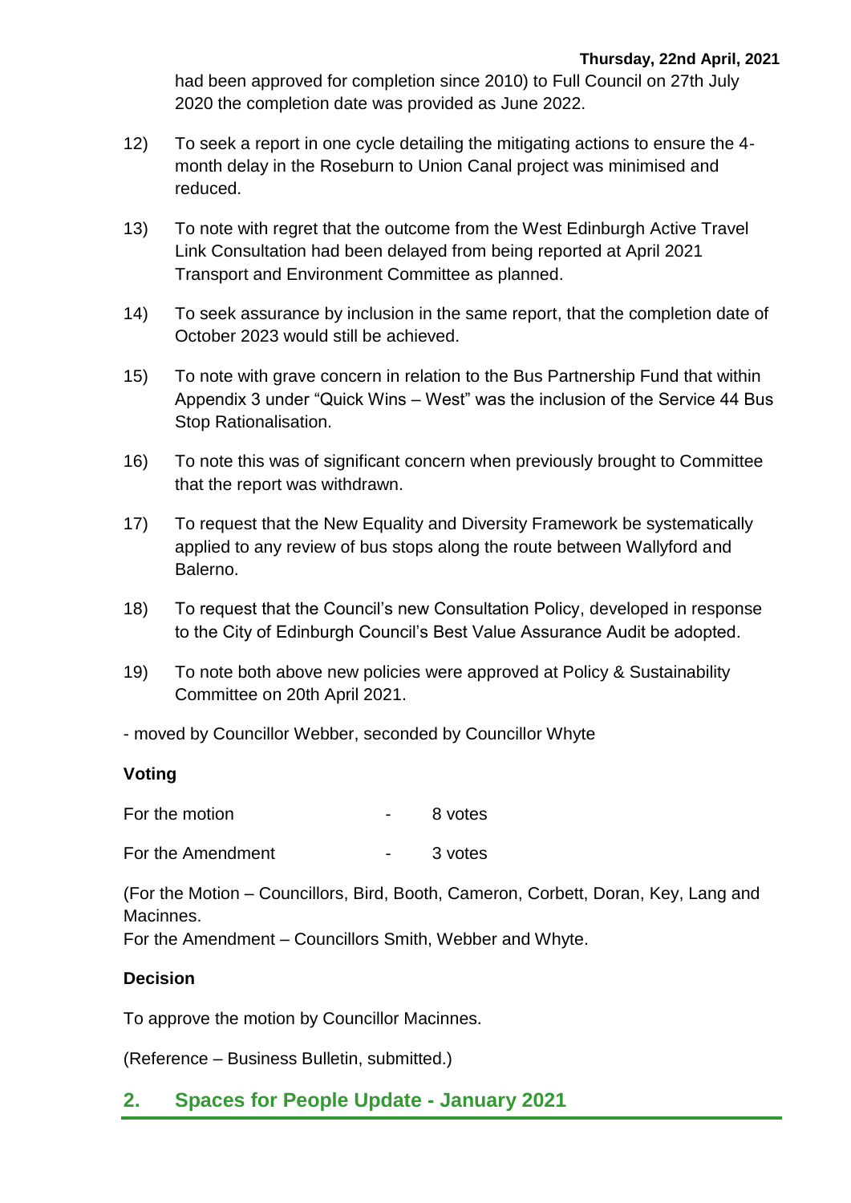had been approved for completion since 2010) to Full Council on 27th July 2020 the completion date was provided as June 2022.

12) To seek a report in one cycle detailing the mitigating actions to ensure the 4-month delay in the Roseburn to Union Canal project was minimised and reduced.

13) To note with regret that the outcome from the West Edinburgh Active Travel Link Consultation had been delayed from being reported at April 2021 Transport and Environment Committee as planned.

14) To seek assurance by inclusion in the same report, that the completion date of October 2023 would still be achieved.

15) To note with grave concern in relation to the Bus Partnership Fund that within Appendix 3 under "Quick Wins – West" was the inclusion of the Service 44 Bus Stop Rationalisation.

16) To note this was of significant concern when previously brought to Committee that the report was withdrawn.

17) To request that the New Equality and Diversity Framework be systematically applied to any review of bus stops along the route between Wallyford and Balerno.

18) To request that the Council's new Consultation Policy, developed in response to the City of Edinburgh Council's Best Value Assurance Audit be adopted.

19) To note both above new policies were approved at Policy & Sustainability Committee on 20th April 2021.

- moved by Councillor Webber, seconded by Councillor Whyte

**Voting**

| | | |
|---|---|---|
| For the motion | - | 8 votes |
| For the Amendment | - | 3 votes |

(For the Motion – Councillors, Bird, Booth, Cameron, Corbett, Doran, Key, Lang and Macinnes.
For the Amendment – Councillors Smith, Webber and Whyte.

**Decision**

To approve the motion by Councillor Macinnes.

(Reference – Business Bulletin, submitted.)

## 2. Spaces for People Update - January 2021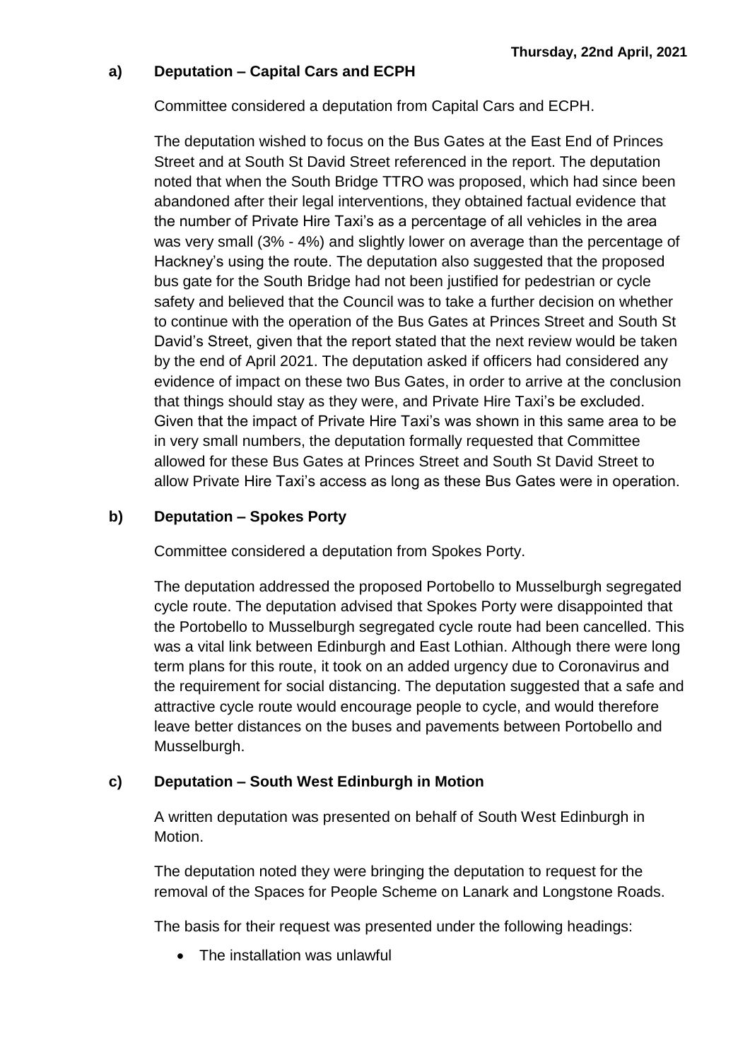**a) Deputation – Capital Cars and ECPH**

Committee considered a deputation from Capital Cars and ECPH.

The deputation wished to focus on the Bus Gates at the East End of Princes Street and at South St David Street referenced in the report. The deputation noted that when the South Bridge TTRO was proposed, which had since been abandoned after their legal interventions, they obtained factual evidence that the number of Private Hire Taxi's as a percentage of all vehicles in the area was very small (3% - 4%) and slightly lower on average than the percentage of Hackney's using the route. The deputation also suggested that the proposed bus gate for the South Bridge had not been justified for pedestrian or cycle safety and believed that the Council was to take a further decision on whether to continue with the operation of the Bus Gates at Princes Street and South St David's Street, given that the report stated that the next review would be taken by the end of April 2021. The deputation asked if officers had considered any evidence of impact on these two Bus Gates, in order to arrive at the conclusion that things should stay as they were, and Private Hire Taxi's be excluded. Given that the impact of Private Hire Taxi's was shown in this same area to be in very small numbers, the deputation formally requested that Committee allowed for these Bus Gates at Princes Street and South St David Street to allow Private Hire Taxi's access as long as these Bus Gates were in operation.

**b) Deputation – Spokes Porty**

Committee considered a deputation from Spokes Porty.

The deputation addressed the proposed Portobello to Musselburgh segregated cycle route. The deputation advised that Spokes Porty were disappointed that the Portobello to Musselburgh segregated cycle route had been cancelled. This was a vital link between Edinburgh and East Lothian. Although there were long term plans for this route, it took on an added urgency due to Coronavirus and the requirement for social distancing. The deputation suggested that a safe and attractive cycle route would encourage people to cycle, and would therefore leave better distances on the buses and pavements between Portobello and Musselburgh.

**c) Deputation – South West Edinburgh in Motion**

A written deputation was presented on behalf of South West Edinburgh in Motion.

The deputation noted they were bringing the deputation to request for the removal of the Spaces for People Scheme on Lanark and Longstone Roads.

The basis for their request was presented under the following headings:

- The installation was unlawful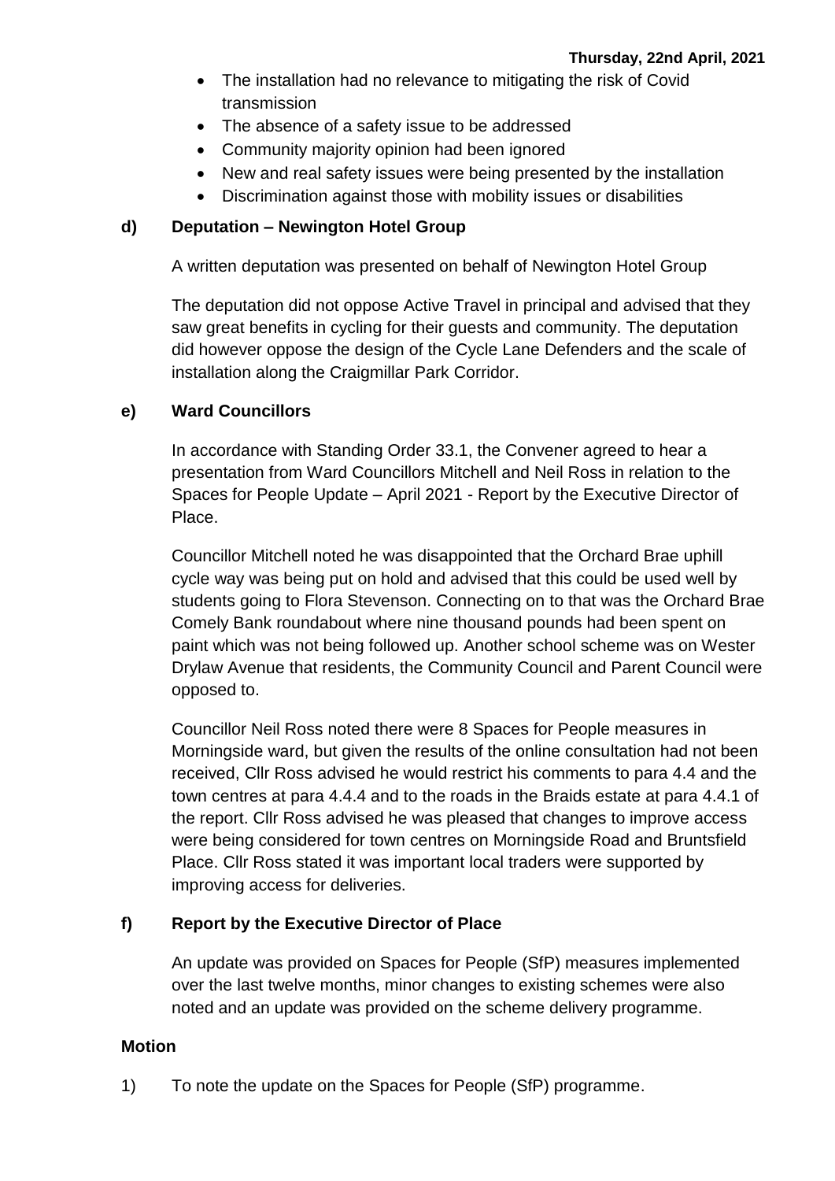- The installation had no relevance to mitigating the risk of Covid transmission
- The absence of a safety issue to be addressed
- Community majority opinion had been ignored
- New and real safety issues were being presented by the installation
- Discrimination against those with mobility issues or disabilities

**d) Deputation – Newington Hotel Group**

A written deputation was presented on behalf of Newington Hotel Group

The deputation did not oppose Active Travel in principal and advised that they saw great benefits in cycling for their guests and community. The deputation did however oppose the design of the Cycle Lane Defenders and the scale of installation along the Craigmillar Park Corridor.

**e) Ward Councillors**

In accordance with Standing Order 33.1, the Convener agreed to hear a presentation from Ward Councillors Mitchell and Neil Ross in relation to the Spaces for People Update – April 2021 - Report by the Executive Director of Place.

Councillor Mitchell noted he was disappointed that the Orchard Brae uphill cycle way was being put on hold and advised that this could be used well by students going to Flora Stevenson. Connecting on to that was the Orchard Brae Comely Bank roundabout where nine thousand pounds had been spent on paint which was not being followed up. Another school scheme was on Wester Drylaw Avenue that residents, the Community Council and Parent Council were opposed to.

Councillor Neil Ross noted there were 8 Spaces for People measures in Morningside ward, but given the results of the online consultation had not been received, Cllr Ross advised he would restrict his comments to para 4.4 and the town centres at para 4.4.4 and to the roads in the Braids estate at para 4.4.1 of the report. Cllr Ross advised he was pleased that changes to improve access were being considered for town centres on Morningside Road and Bruntsfield Place. Cllr Ross stated it was important local traders were supported by improving access for deliveries.

**f) Report by the Executive Director of Place**

An update was provided on Spaces for People (SfP) measures implemented over the last twelve months, minor changes to existing schemes were also noted and an update was provided on the scheme delivery programme.

**Motion**

1) To note the update on the Spaces for People (SfP) programme.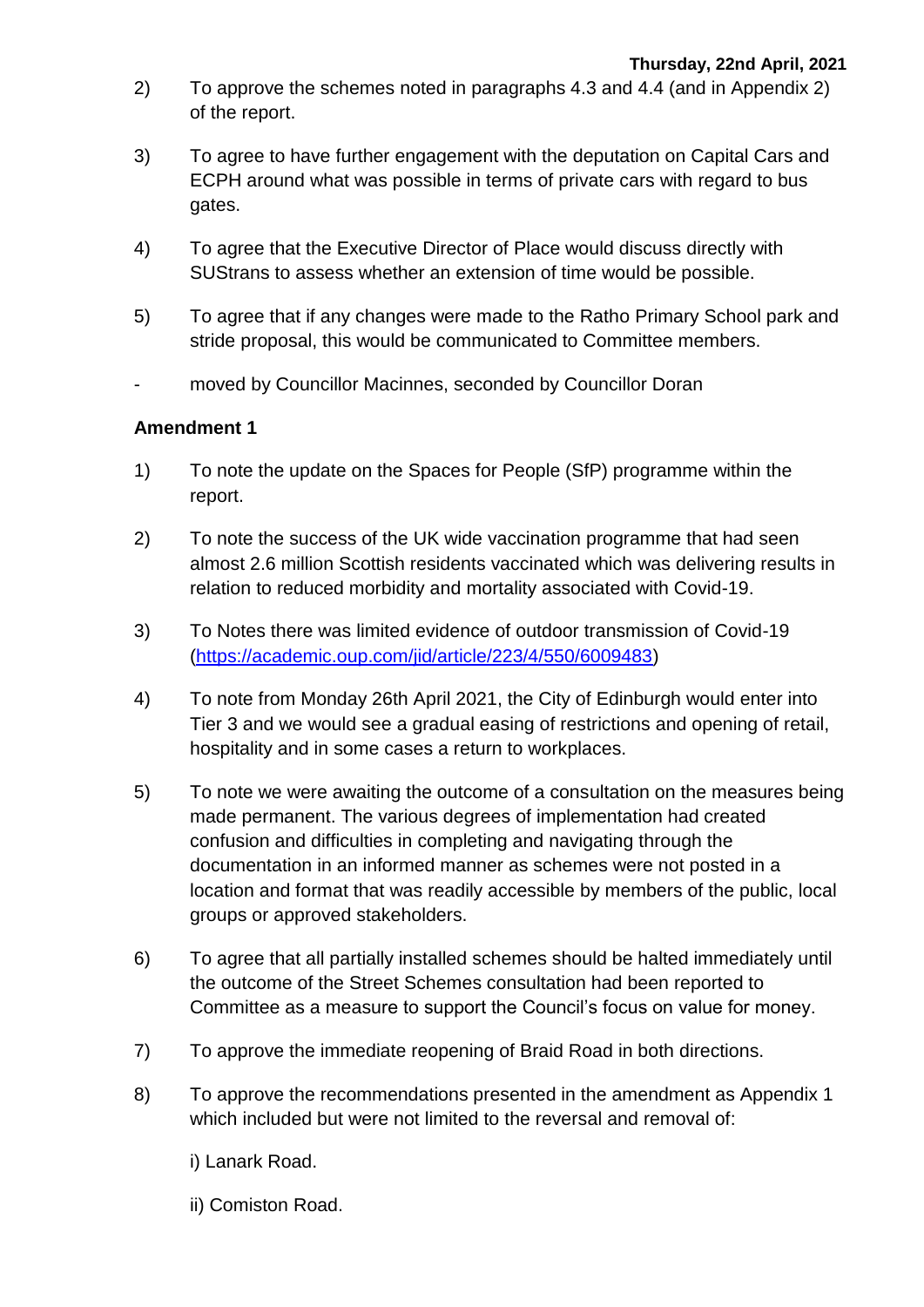2) To approve the schemes noted in paragraphs 4.3 and 4.4 (and in Appendix 2) of the report.

3) To agree to have further engagement with the deputation on Capital Cars and ECPH around what was possible in terms of private cars with regard to bus gates.

4) To agree that the Executive Director of Place would discuss directly with SUStrans to assess whether an extension of time would be possible.

5) To agree that if any changes were made to the Ratho Primary School park and stride proposal, this would be communicated to Committee members.

- moved by Councillor Macinnes, seconded by Councillor Doran

**Amendment 1**

1) To note the update on the Spaces for People (SfP) programme within the report.

2) To note the success of the UK wide vaccination programme that had seen almost 2.6 million Scottish residents vaccinated which was delivering results in relation to reduced morbidity and mortality associated with Covid-19.

3) To Notes there was limited evidence of outdoor transmission of Covid-19 (https://academic.oup.com/jid/article/223/4/550/6009483)

4) To note from Monday 26th April 2021, the City of Edinburgh would enter into Tier 3 and we would see a gradual easing of restrictions and opening of retail, hospitality and in some cases a return to workplaces.

5) To note we were awaiting the outcome of a consultation on the measures being made permanent. The various degrees of implementation had created confusion and difficulties in completing and navigating through the documentation in an informed manner as schemes were not posted in a location and format that was readily accessible by members of the public, local groups or approved stakeholders.

6) To agree that all partially installed schemes should be halted immediately until the outcome of the Street Schemes consultation had been reported to Committee as a measure to support the Council's focus on value for money.

7) To approve the immediate reopening of Braid Road in both directions.

8) To approve the recommendations presented in the amendment as Appendix 1 which included but were not limited to the reversal and removal of:

   i) Lanark Road.

   ii) Comiston Road.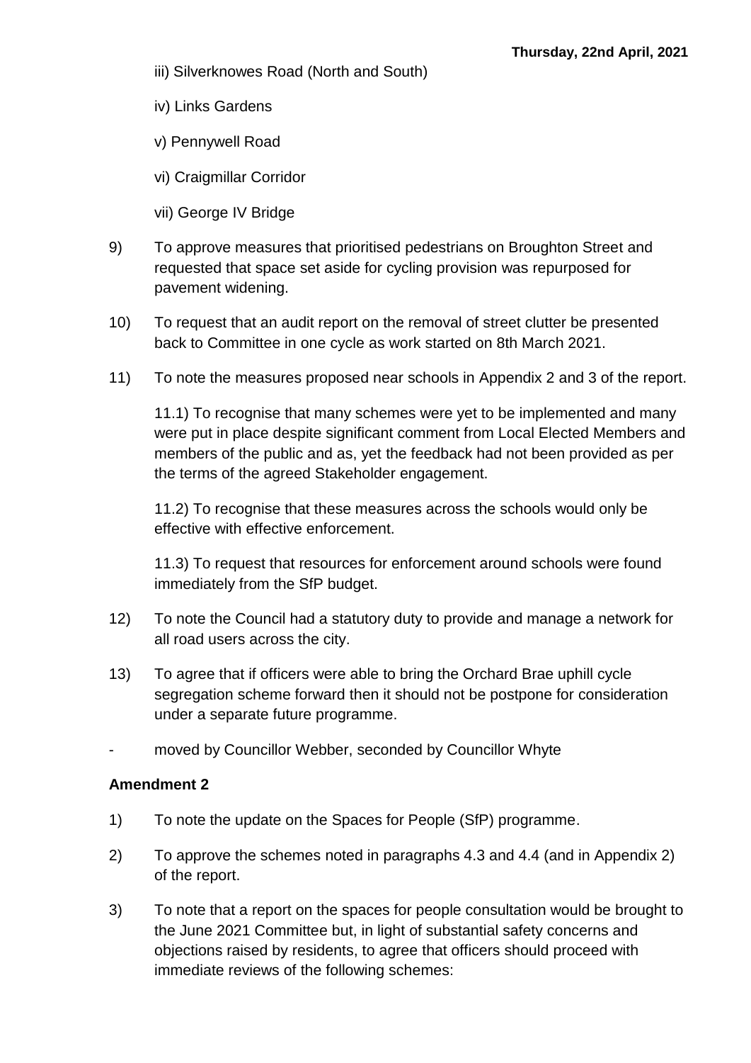iii) Silverknowes Road (North and South)

iv) Links Gardens

v) Pennywell Road

vi) Craigmillar Corridor

vii) George IV Bridge

9) To approve measures that prioritised pedestrians on Broughton Street and requested that space set aside for cycling provision was repurposed for pavement widening.

10) To request that an audit report on the removal of street clutter be presented back to Committee in one cycle as work started on 8th March 2021.

11) To note the measures proposed near schools in Appendix 2 and 3 of the report.

11.1) To recognise that many schemes were yet to be implemented and many were put in place despite significant comment from Local Elected Members and members of the public and as, yet the feedback had not been provided as per the terms of the agreed Stakeholder engagement.

11.2) To recognise that these measures across the schools would only be effective with effective enforcement.

11.3) To request that resources for enforcement around schools were found immediately from the SfP budget.

12) To note the Council had a statutory duty to provide and manage a network for all road users across the city.

13) To agree that if officers were able to bring the Orchard Brae uphill cycle segregation scheme forward then it should not be postpone for consideration under a separate future programme.

- moved by Councillor Webber, seconded by Councillor Whyte

**Amendment 2**

1) To note the update on the Spaces for People (SfP) programme.

2) To approve the schemes noted in paragraphs 4.3 and 4.4 (and in Appendix 2) of the report.

3) To note that a report on the spaces for people consultation would be brought to the June 2021 Committee but, in light of substantial safety concerns and objections raised by residents, to agree that officers should proceed with immediate reviews of the following schemes: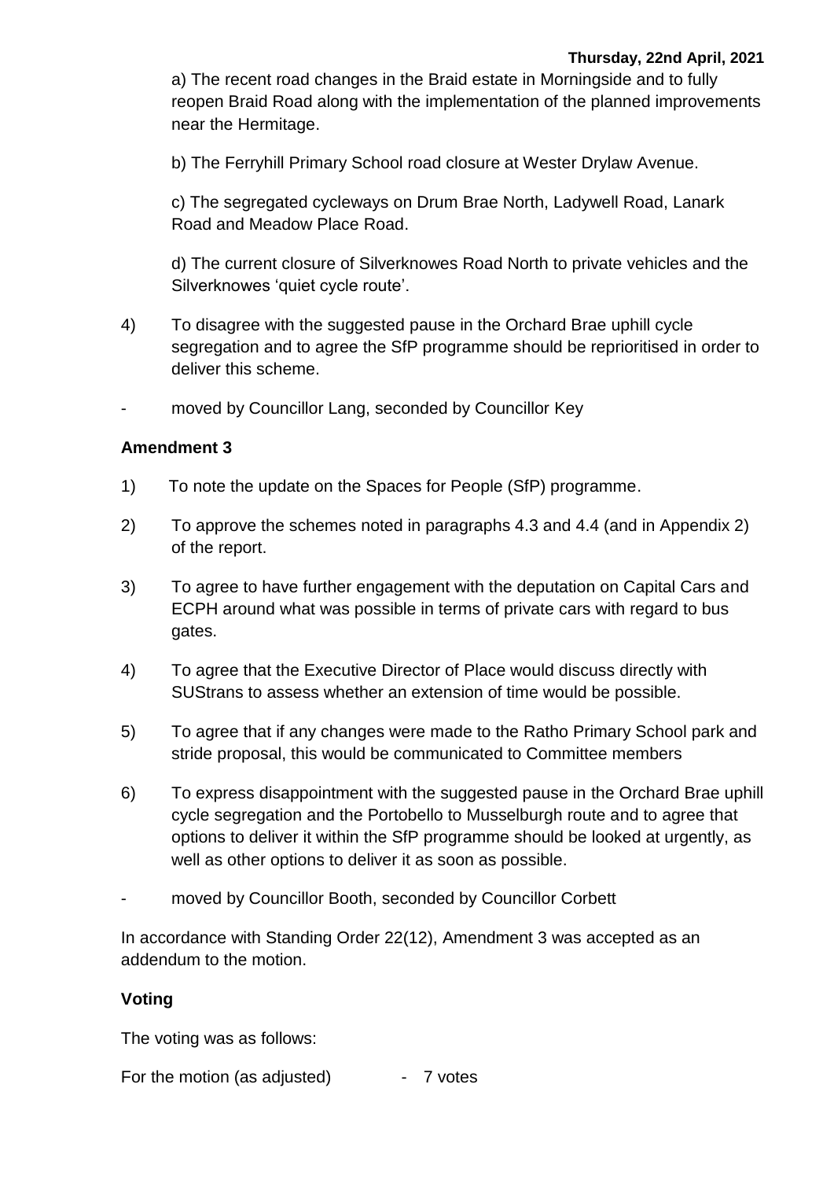a) The recent road changes in the Braid estate in Morningside and to fully reopen Braid Road along with the implementation of the planned improvements near the Hermitage.

b) The Ferryhill Primary School road closure at Wester Drylaw Avenue.

c) The segregated cycleways on Drum Brae North, Ladywell Road, Lanark Road and Meadow Place Road.

d) The current closure of Silverknowes Road North to private vehicles and the Silverknowes 'quiet cycle route'.

4) To disagree with the suggested pause in the Orchard Brae uphill cycle segregation and to agree the SfP programme should be reprioritised in order to deliver this scheme.

- moved by Councillor Lang, seconded by Councillor Key

**Amendment 3**

1) To note the update on the Spaces for People (SfP) programme.

2) To approve the schemes noted in paragraphs 4.3 and 4.4 (and in Appendix 2) of the report.

3) To agree to have further engagement with the deputation on Capital Cars and ECPH around what was possible in terms of private cars with regard to bus gates.

4) To agree that the Executive Director of Place would discuss directly with SUStrans to assess whether an extension of time would be possible.

5) To agree that if any changes were made to the Ratho Primary School park and stride proposal, this would be communicated to Committee members

6) To express disappointment with the suggested pause in the Orchard Brae uphill cycle segregation and the Portobello to Musselburgh route and to agree that options to deliver it within the SfP programme should be looked at urgently, as well as other options to deliver it as soon as possible.

- moved by Councillor Booth, seconded by Councillor Corbett

In accordance with Standing Order 22(12), Amendment 3 was accepted as an addendum to the motion.

**Voting**

The voting was as follows:

For the motion (as adjusted) - 7 votes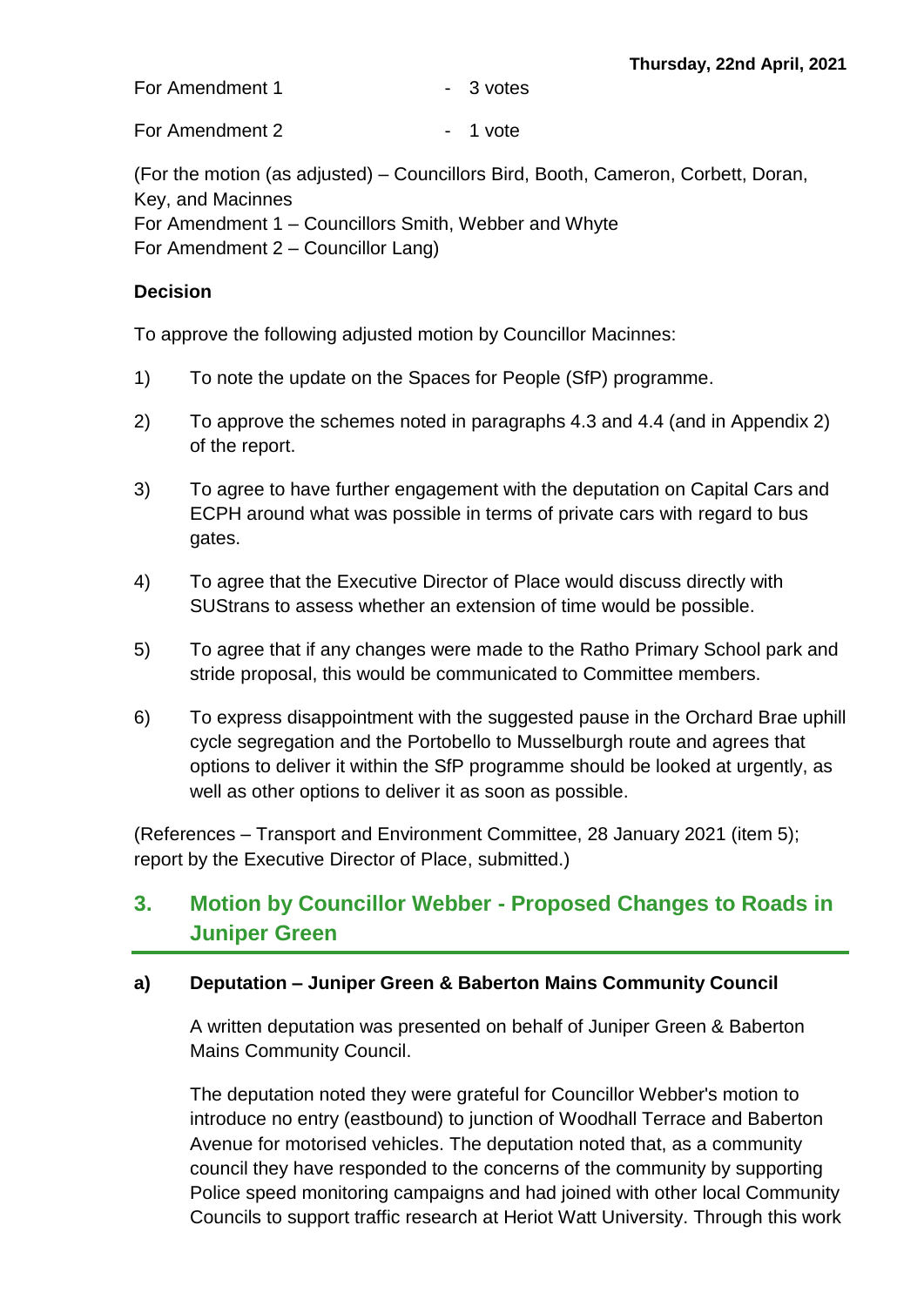For Amendment 1 - 3 votes

For Amendment 2 - 1 vote

(For the motion (as adjusted) – Councillors Bird, Booth, Cameron, Corbett, Doran, Key, and Macinnes
For Amendment 1 – Councillors Smith, Webber and Whyte
For Amendment 2 – Councillor Lang)

**Decision**

To approve the following adjusted motion by Councillor Macinnes:

1) To note the update on the Spaces for People (SfP) programme.

2) To approve the schemes noted in paragraphs 4.3 and 4.4 (and in Appendix 2) of the report.

3) To agree to have further engagement with the deputation on Capital Cars and ECPH around what was possible in terms of private cars with regard to bus gates.

4) To agree that the Executive Director of Place would discuss directly with SUStrans to assess whether an extension of time would be possible.

5) To agree that if any changes were made to the Ratho Primary School park and stride proposal, this would be communicated to Committee members.

6) To express disappointment with the suggested pause in the Orchard Brae uphill cycle segregation and the Portobello to Musselburgh route and agrees that options to deliver it within the SfP programme should be looked at urgently, as well as other options to deliver it as soon as possible.

(References – Transport and Environment Committee, 28 January 2021 (item 5); report by the Executive Director of Place, submitted.)

## 3. Motion by Councillor Webber - Proposed Changes to Roads in Juniper Green

### a) Deputation – Juniper Green & Baberton Mains Community Council

A written deputation was presented on behalf of Juniper Green & Baberton Mains Community Council.

The deputation noted they were grateful for Councillor Webber's motion to introduce no entry (eastbound) to junction of Woodhall Terrace and Baberton Avenue for motorised vehicles. The deputation noted that, as a community council they have responded to the concerns of the community by supporting Police speed monitoring campaigns and had joined with other local Community Councils to support traffic research at Heriot Watt University. Through this work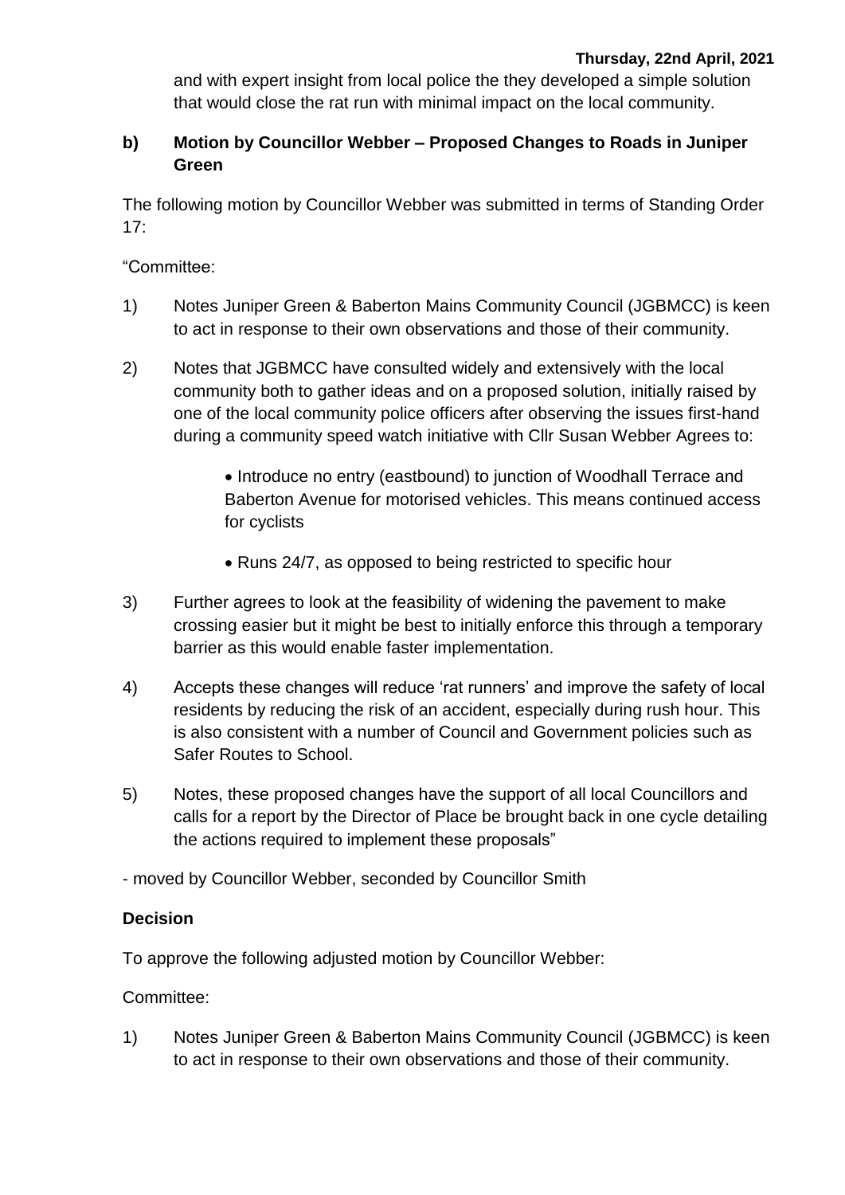and with expert insight from local police the they developed a simple solution that would close the rat run with minimal impact on the local community.

### b) Motion by Councillor Webber – Proposed Changes to Roads in Juniper Green

The following motion by Councillor Webber was submitted in terms of Standing Order 17:

"Committee:

1) Notes Juniper Green & Baberton Mains Community Council (JGBMCC) is keen to act in response to their own observations and those of their community.

2) Notes that JGBMCC have consulted widely and extensively with the local community both to gather ideas and on a proposed solution, initially raised by one of the local community police officers after observing the issues first-hand during a community speed watch initiative with Cllr Susan Webber Agrees to:

   - Introduce no entry (eastbound) to junction of Woodhall Terrace and Baberton Avenue for motorised vehicles. This means continued access for cyclists

   - Runs 24/7, as opposed to being restricted to specific hour

3) Further agrees to look at the feasibility of widening the pavement to make crossing easier but it might be best to initially enforce this through a temporary barrier as this would enable faster implementation.

4) Accepts these changes will reduce 'rat runners' and improve the safety of local residents by reducing the risk of an accident, especially during rush hour. This is also consistent with a number of Council and Government policies such as Safer Routes to School.

5) Notes, these proposed changes have the support of all local Councillors and calls for a report by the Director of Place be brought back in one cycle detailing the actions required to implement these proposals"

- moved by Councillor Webber, seconded by Councillor Smith

**Decision**

To approve the following adjusted motion by Councillor Webber:

Committee:

1) Notes Juniper Green & Baberton Mains Community Council (JGBMCC) is keen to act in response to their own observations and those of their community.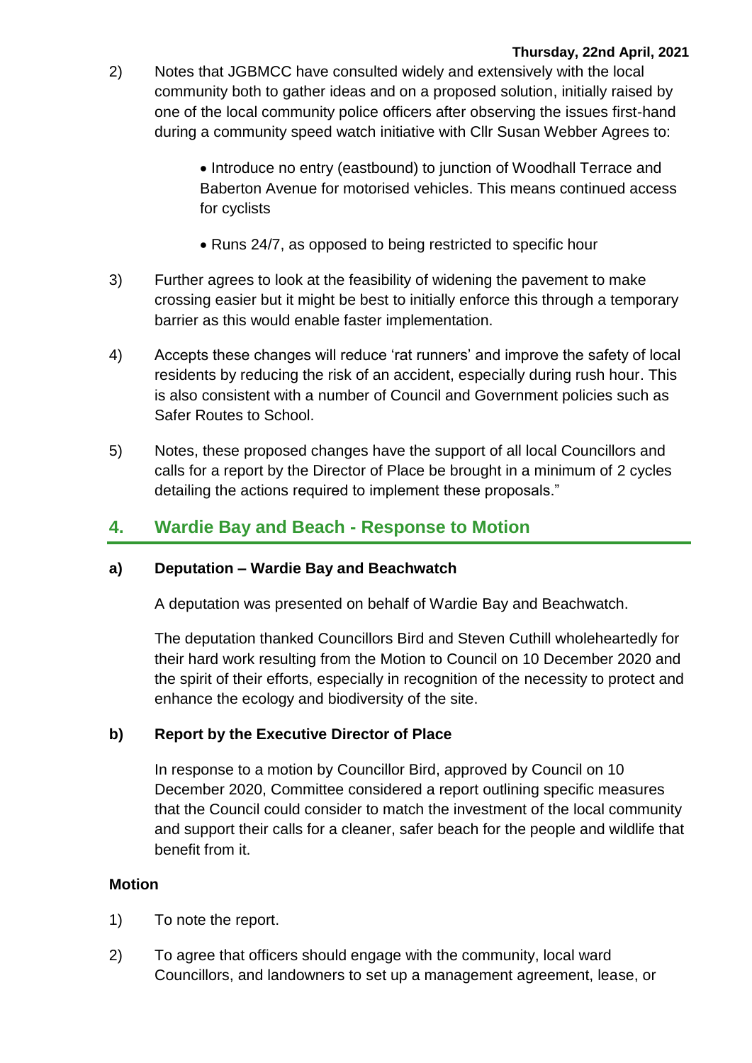2) Notes that JGBMCC have consulted widely and extensively with the local community both to gather ideas and on a proposed solution, initially raised by one of the local community police officers after observing the issues first-hand during a community speed watch initiative with Cllr Susan Webber Agrees to:

   - Introduce no entry (eastbound) to junction of Woodhall Terrace and Baberton Avenue for motorised vehicles. This means continued access for cyclists
   - Runs 24/7, as opposed to being restricted to specific hour

3) Further agrees to look at the feasibility of widening the pavement to make crossing easier but it might be best to initially enforce this through a temporary barrier as this would enable faster implementation.

4) Accepts these changes will reduce 'rat runners' and improve the safety of local residents by reducing the risk of an accident, especially during rush hour. This is also consistent with a number of Council and Government policies such as Safer Routes to School.

5) Notes, these proposed changes have the support of all local Councillors and calls for a report by the Director of Place be brought in a minimum of 2 cycles detailing the actions required to implement these proposals."

## 4. Wardie Bay and Beach - Response to Motion

### a) Deputation – Wardie Bay and Beachwatch

A deputation was presented on behalf of Wardie Bay and Beachwatch.

The deputation thanked Councillors Bird and Steven Cuthill wholeheartedly for their hard work resulting from the Motion to Council on 10 December 2020 and the spirit of their efforts, especially in recognition of the necessity to protect and enhance the ecology and biodiversity of the site.

### b) Report by the Executive Director of Place

In response to a motion by Councillor Bird, approved by Council on 10 December 2020, Committee considered a report outlining specific measures that the Council could consider to match the investment of the local community and support their calls for a cleaner, safer beach for the people and wildlife that benefit from it.

**Motion**

1) To note the report.

2) To agree that officers should engage with the community, local ward Councillors, and landowners to set up a management agreement, lease, or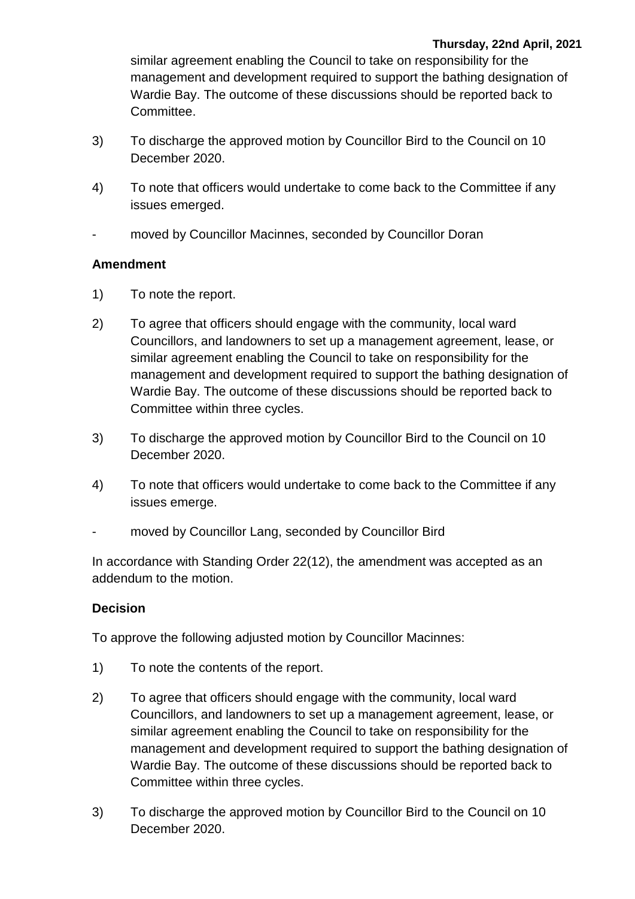similar agreement enabling the Council to take on responsibility for the management and development required to support the bathing designation of Wardie Bay. The outcome of these discussions should be reported back to Committee.

3) To discharge the approved motion by Councillor Bird to the Council on 10 December 2020.

4) To note that officers would undertake to come back to the Committee if any issues emerged.

- moved by Councillor Macinnes, seconded by Councillor Doran

**Amendment**

1) To note the report.

2) To agree that officers should engage with the community, local ward Councillors, and landowners to set up a management agreement, lease, or similar agreement enabling the Council to take on responsibility for the management and development required to support the bathing designation of Wardie Bay. The outcome of these discussions should be reported back to Committee within three cycles.

3) To discharge the approved motion by Councillor Bird to the Council on 10 December 2020.

4) To note that officers would undertake to come back to the Committee if any issues emerge.

- moved by Councillor Lang, seconded by Councillor Bird

In accordance with Standing Order 22(12), the amendment was accepted as an addendum to the motion.

**Decision**

To approve the following adjusted motion by Councillor Macinnes:

1) To note the contents of the report.

2) To agree that officers should engage with the community, local ward Councillors, and landowners to set up a management agreement, lease, or similar agreement enabling the Council to take on responsibility for the management and development required to support the bathing designation of Wardie Bay. The outcome of these discussions should be reported back to Committee within three cycles.

3) To discharge the approved motion by Councillor Bird to the Council on 10 December 2020.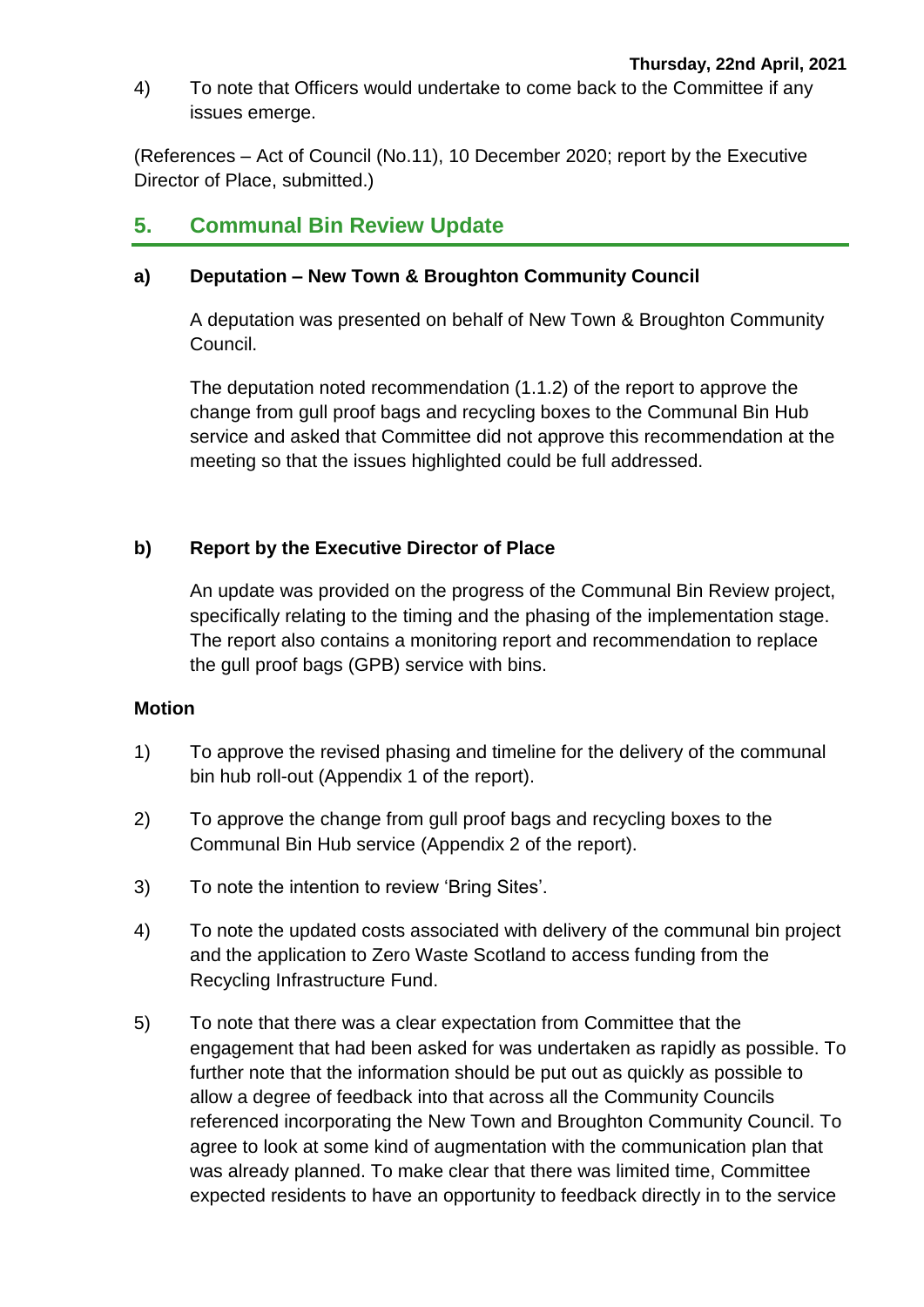4) To note that Officers would undertake to come back to the Committee if any issues emerge.

(References – Act of Council (No.11), 10 December 2020; report by the Executive Director of Place, submitted.)

## 5. Communal Bin Review Update

### a) Deputation – New Town & Broughton Community Council

A deputation was presented on behalf of New Town & Broughton Community Council.

The deputation noted recommendation (1.1.2) of the report to approve the change from gull proof bags and recycling boxes to the Communal Bin Hub service and asked that Committee did not approve this recommendation at the meeting so that the issues highlighted could be full addressed.

### b) Report by the Executive Director of Place

An update was provided on the progress of the Communal Bin Review project, specifically relating to the timing and the phasing of the implementation stage. The report also contains a monitoring report and recommendation to replace the gull proof bags (GPB) service with bins.

**Motion**

1) To approve the revised phasing and timeline for the delivery of the communal bin hub roll-out (Appendix 1 of the report).

2) To approve the change from gull proof bags and recycling boxes to the Communal Bin Hub service (Appendix 2 of the report).

3) To note the intention to review 'Bring Sites'.

4) To note the updated costs associated with delivery of the communal bin project and the application to Zero Waste Scotland to access funding from the Recycling Infrastructure Fund.

5) To note that there was a clear expectation from Committee that the engagement that had been asked for was undertaken as rapidly as possible. To further note that the information should be put out as quickly as possible to allow a degree of feedback into that across all the Community Councils referenced incorporating the New Town and Broughton Community Council. To agree to look at some kind of augmentation with the communication plan that was already planned. To make clear that there was limited time, Committee expected residents to have an opportunity to feedback directly in to the service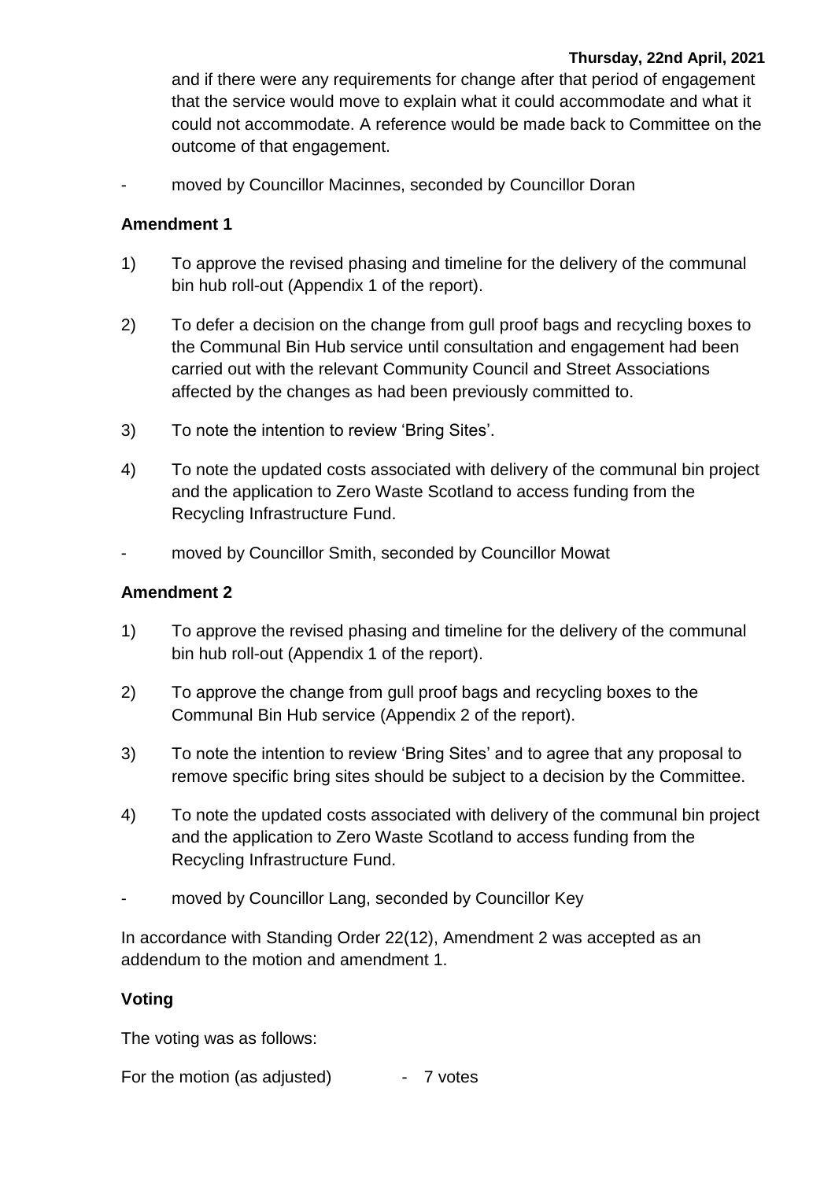and if there were any requirements for change after that period of engagement that the service would move to explain what it could accommodate and what it could not accommodate. A reference would be made back to Committee on the outcome of that engagement.

- moved by Councillor Macinnes, seconded by Councillor Doran

**Amendment 1**

1) To approve the revised phasing and timeline for the delivery of the communal bin hub roll-out (Appendix 1 of the report).

2) To defer a decision on the change from gull proof bags and recycling boxes to the Communal Bin Hub service until consultation and engagement had been carried out with the relevant Community Council and Street Associations affected by the changes as had been previously committed to.

3) To note the intention to review 'Bring Sites'.

4) To note the updated costs associated with delivery of the communal bin project and the application to Zero Waste Scotland to access funding from the Recycling Infrastructure Fund.

- moved by Councillor Smith, seconded by Councillor Mowat

**Amendment 2**

1) To approve the revised phasing and timeline for the delivery of the communal bin hub roll-out (Appendix 1 of the report).

2) To approve the change from gull proof bags and recycling boxes to the Communal Bin Hub service (Appendix 2 of the report).

3) To note the intention to review 'Bring Sites' and to agree that any proposal to remove specific bring sites should be subject to a decision by the Committee.

4) To note the updated costs associated with delivery of the communal bin project and the application to Zero Waste Scotland to access funding from the Recycling Infrastructure Fund.

- moved by Councillor Lang, seconded by Councillor Key

In accordance with Standing Order 22(12), Amendment 2 was accepted as an addendum to the motion and amendment 1.

**Voting**

The voting was as follows:

For the motion (as adjusted) - 7 votes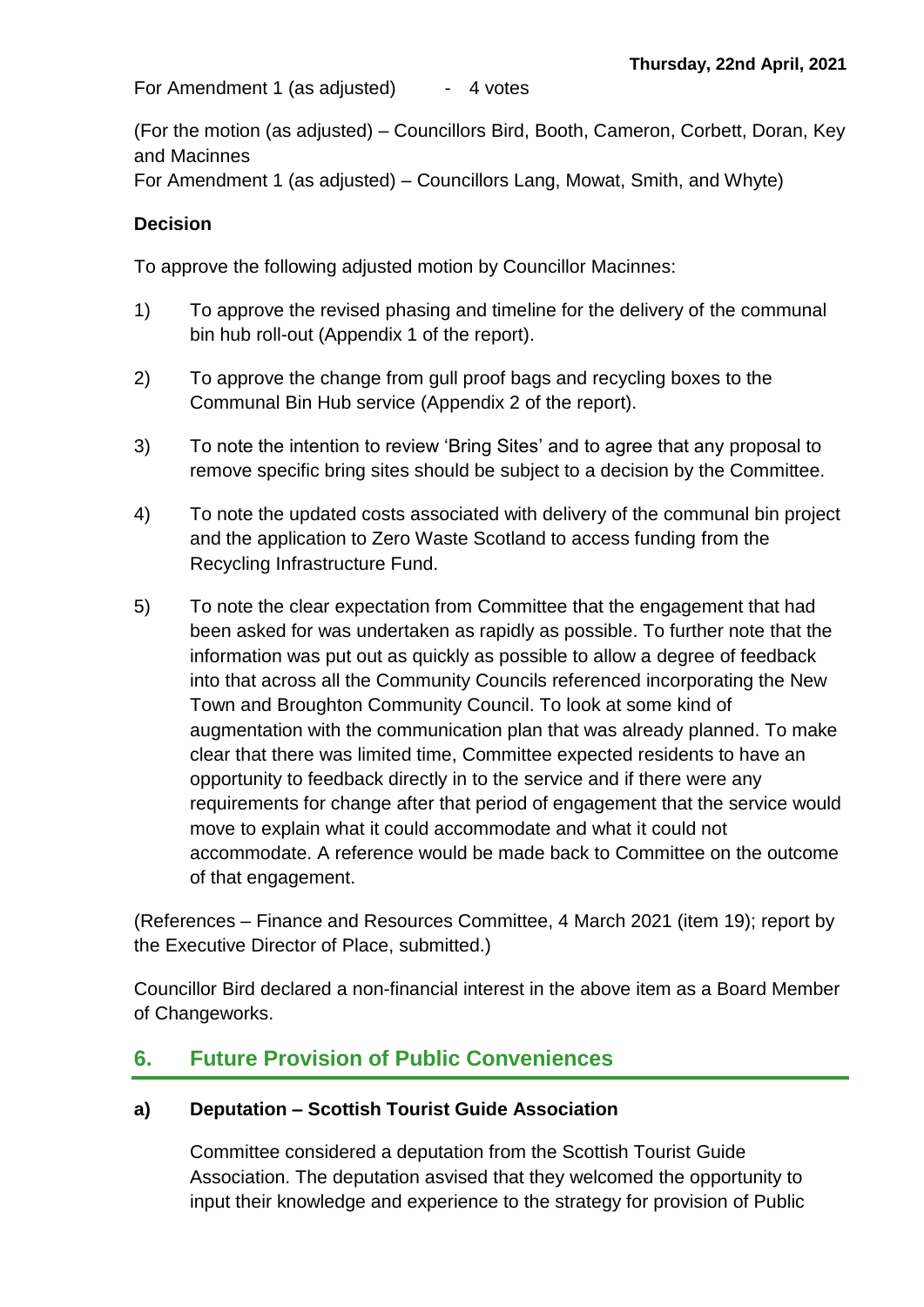For Amendment 1 (as adjusted) - 4 votes

(For the motion (as adjusted) – Councillors Bird, Booth, Cameron, Corbett, Doran, Key and Macinnes
For Amendment 1 (as adjusted) – Councillors Lang, Mowat, Smith, and Whyte)

**Decision**

To approve the following adjusted motion by Councillor Macinnes:

1) To approve the revised phasing and timeline for the delivery of the communal bin hub roll-out (Appendix 1 of the report).

2) To approve the change from gull proof bags and recycling boxes to the Communal Bin Hub service (Appendix 2 of the report).

3) To note the intention to review 'Bring Sites' and to agree that any proposal to remove specific bring sites should be subject to a decision by the Committee.

4) To note the updated costs associated with delivery of the communal bin project and the application to Zero Waste Scotland to access funding from the Recycling Infrastructure Fund.

5) To note the clear expectation from Committee that the engagement that had been asked for was undertaken as rapidly as possible. To further note that the information was put out as quickly as possible to allow a degree of feedback into that across all the Community Councils referenced incorporating the New Town and Broughton Community Council. To look at some kind of augmentation with the communication plan that was already planned. To make clear that there was limited time, Committee expected residents to have an opportunity to feedback directly in to the service and if there were any requirements for change after that period of engagement that the service would move to explain what it could accommodate and what it could not accommodate. A reference would be made back to Committee on the outcome of that engagement.

(References – Finance and Resources Committee, 4 March 2021 (item 19); report by the Executive Director of Place, submitted.)

Councillor Bird declared a non-financial interest in the above item as a Board Member of Changeworks.

## 6. Future Provision of Public Conveniences

### a) Deputation – Scottish Tourist Guide Association

Committee considered a deputation from the Scottish Tourist Guide Association. The deputation asvised that they welcomed the opportunity to input their knowledge and experience to the strategy for provision of Public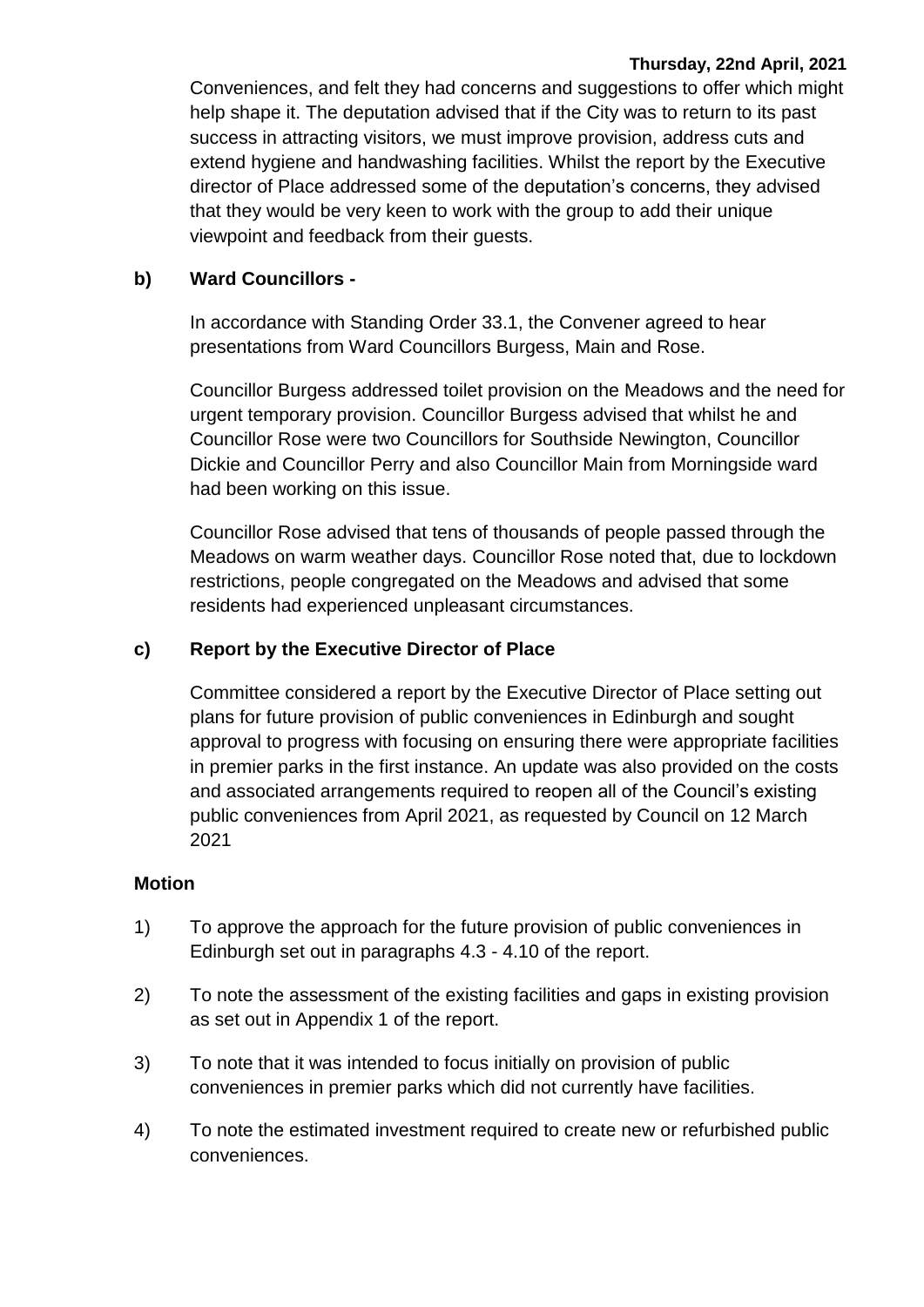Conveniences, and felt they had concerns and suggestions to offer which might help shape it. The deputation advised that if the City was to return to its past success in attracting visitors, we must improve provision, address cuts and extend hygiene and handwashing facilities. Whilst the report by the Executive director of Place addressed some of the deputation's concerns, they advised that they would be very keen to work with the group to add their unique viewpoint and feedback from their guests.

**b) Ward Councillors -**

In accordance with Standing Order 33.1, the Convener agreed to hear presentations from Ward Councillors Burgess, Main and Rose.

Councillor Burgess addressed toilet provision on the Meadows and the need for urgent temporary provision. Councillor Burgess advised that whilst he and Councillor Rose were two Councillors for Southside Newington, Councillor Dickie and Councillor Perry and also Councillor Main from Morningside ward had been working on this issue.

Councillor Rose advised that tens of thousands of people passed through the Meadows on warm weather days. Councillor Rose noted that, due to lockdown restrictions, people congregated on the Meadows and advised that some residents had experienced unpleasant circumstances.

**c) Report by the Executive Director of Place**

Committee considered a report by the Executive Director of Place setting out plans for future provision of public conveniences in Edinburgh and sought approval to progress with focusing on ensuring there were appropriate facilities in premier parks in the first instance. An update was also provided on the costs and associated arrangements required to reopen all of the Council's existing public conveniences from April 2021, as requested by Council on 12 March 2021

**Motion**

1) To approve the approach for the future provision of public conveniences in Edinburgh set out in paragraphs 4.3 - 4.10 of the report.

2) To note the assessment of the existing facilities and gaps in existing provision as set out in Appendix 1 of the report.

3) To note that it was intended to focus initially on provision of public conveniences in premier parks which did not currently have facilities.

4) To note the estimated investment required to create new or refurbished public conveniences.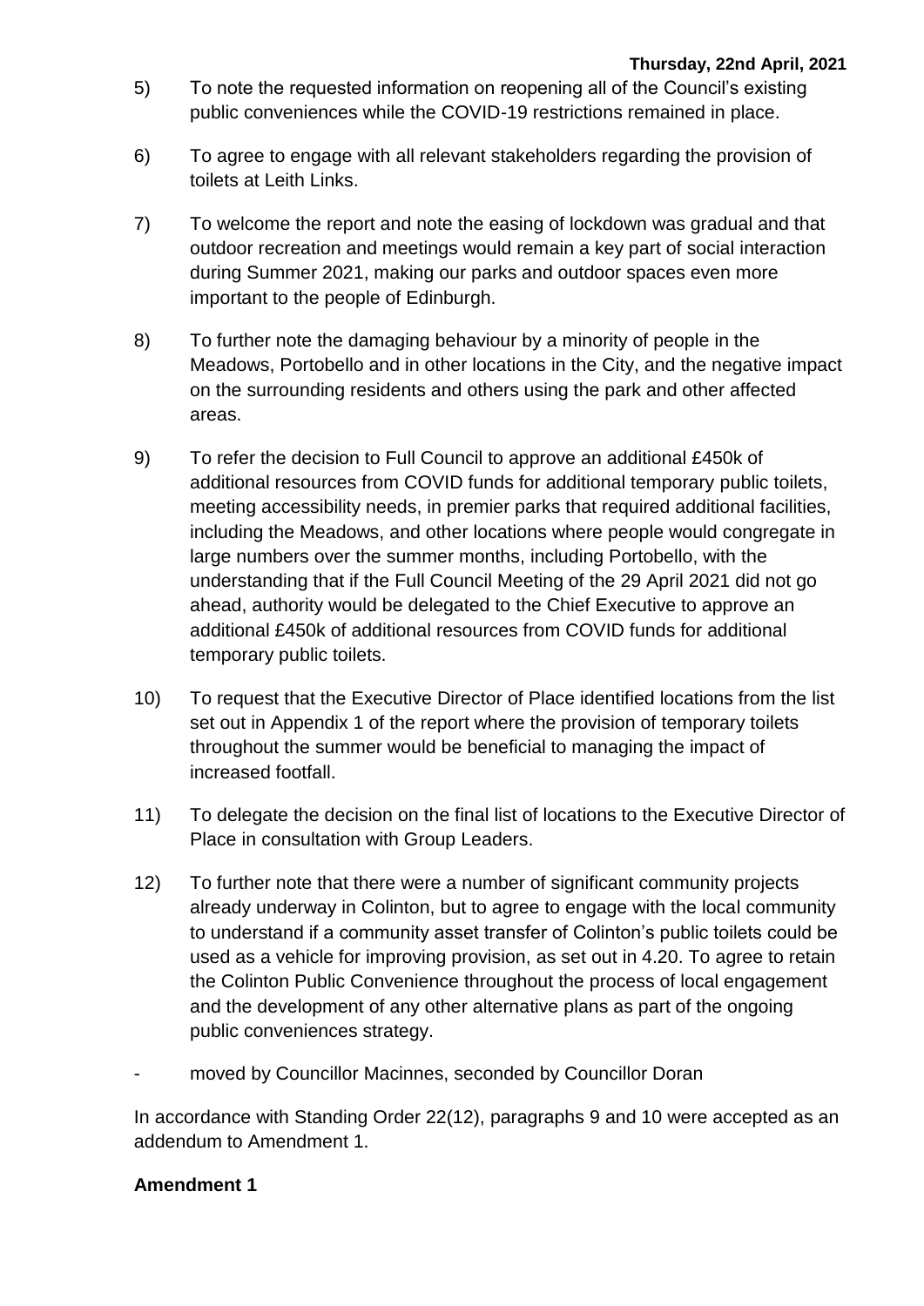5) To note the requested information on reopening all of the Council's existing public conveniences while the COVID-19 restrictions remained in place.

6) To agree to engage with all relevant stakeholders regarding the provision of toilets at Leith Links.

7) To welcome the report and note the easing of lockdown was gradual and that outdoor recreation and meetings would remain a key part of social interaction during Summer 2021, making our parks and outdoor spaces even more important to the people of Edinburgh.

8) To further note the damaging behaviour by a minority of people in the Meadows, Portobello and in other locations in the City, and the negative impact on the surrounding residents and others using the park and other affected areas.

9) To refer the decision to Full Council to approve an additional £450k of additional resources from COVID funds for additional temporary public toilets, meeting accessibility needs, in premier parks that required additional facilities, including the Meadows, and other locations where people would congregate in large numbers over the summer months, including Portobello, with the understanding that if the Full Council Meeting of the 29 April 2021 did not go ahead, authority would be delegated to the Chief Executive to approve an additional £450k of additional resources from COVID funds for additional temporary public toilets.

10) To request that the Executive Director of Place identified locations from the list set out in Appendix 1 of the report where the provision of temporary toilets throughout the summer would be beneficial to managing the impact of increased footfall.

11) To delegate the decision on the final list of locations to the Executive Director of Place in consultation with Group Leaders.

12) To further note that there were a number of significant community projects already underway in Colinton, but to agree to engage with the local community to understand if a community asset transfer of Colinton's public toilets could be used as a vehicle for improving provision, as set out in 4.20. To agree to retain the Colinton Public Convenience throughout the process of local engagement and the development of any other alternative plans as part of the ongoing public conveniences strategy.

- moved by Councillor Macinnes, seconded by Councillor Doran

In accordance with Standing Order 22(12), paragraphs 9 and 10 were accepted as an addendum to Amendment 1.

**Amendment 1**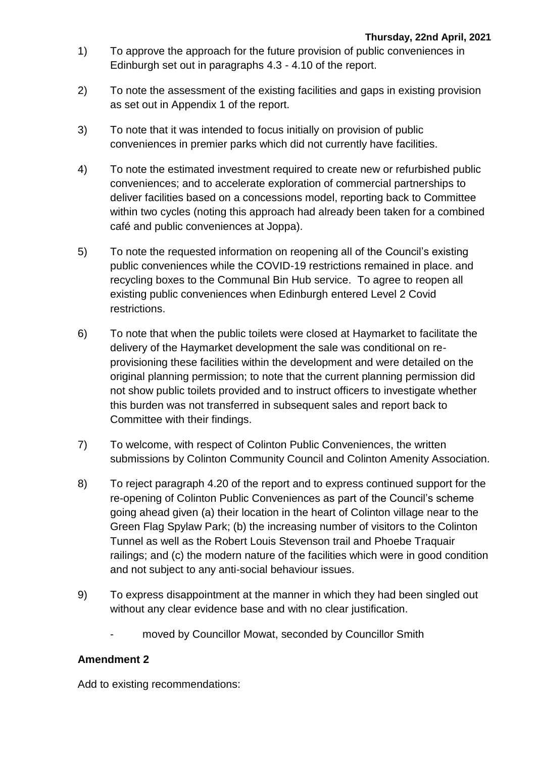1) To approve the approach for the future provision of public conveniences in Edinburgh set out in paragraphs 4.3 - 4.10 of the report.

2) To note the assessment of the existing facilities and gaps in existing provision as set out in Appendix 1 of the report.

3) To note that it was intended to focus initially on provision of public conveniences in premier parks which did not currently have facilities.

4) To note the estimated investment required to create new or refurbished public conveniences; and to accelerate exploration of commercial partnerships to deliver facilities based on a concessions model, reporting back to Committee within two cycles (noting this approach had already been taken for a combined café and public conveniences at Joppa).

5) To note the requested information on reopening all of the Council's existing public conveniences while the COVID-19 restrictions remained in place. and recycling boxes to the Communal Bin Hub service. To agree to reopen all existing public conveniences when Edinburgh entered Level 2 Covid restrictions.

6) To note that when the public toilets were closed at Haymarket to facilitate the delivery of the Haymarket development the sale was conditional on re-provisioning these facilities within the development and were detailed on the original planning permission; to note that the current planning permission did not show public toilets provided and to instruct officers to investigate whether this burden was not transferred in subsequent sales and report back to Committee with their findings.

7) To welcome, with respect of Colinton Public Conveniences, the written submissions by Colinton Community Council and Colinton Amenity Association.

8) To reject paragraph 4.20 of the report and to express continued support for the re-opening of Colinton Public Conveniences as part of the Council's scheme going ahead given (a) their location in the heart of Colinton village near to the Green Flag Spylaw Park; (b) the increasing number of visitors to the Colinton Tunnel as well as the Robert Louis Stevenson trail and Phoebe Traquair railings; and (c) the modern nature of the facilities which were in good condition and not subject to any anti-social behaviour issues.

9) To express disappointment at the manner in which they had been singled out without any clear evidence base and with no clear justification.

   - moved by Councillor Mowat, seconded by Councillor Smith

**Amendment 2**

Add to existing recommendations: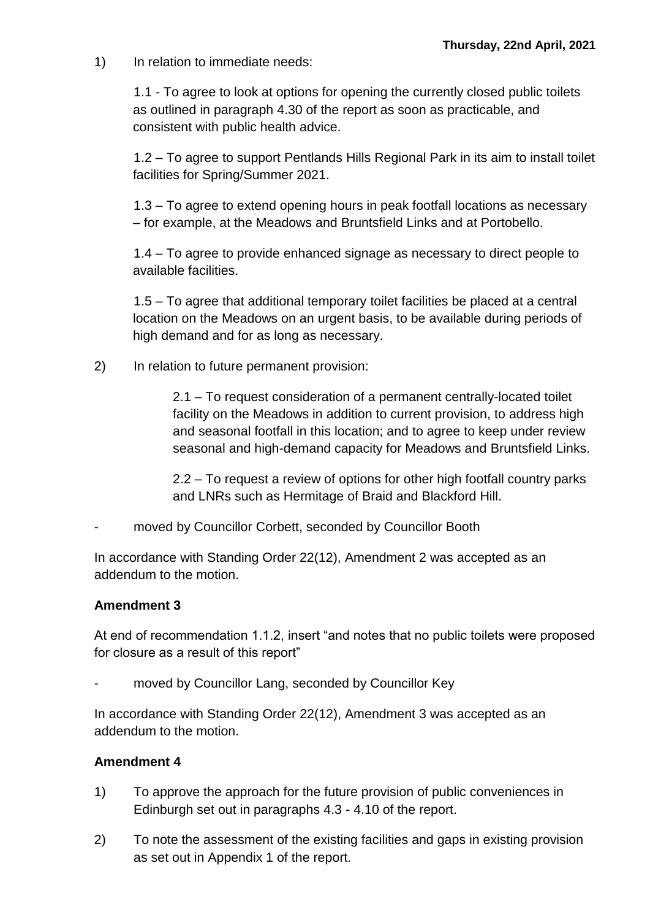1) In relation to immediate needs:

1.1 - To agree to look at options for opening the currently closed public toilets as outlined in paragraph 4.30 of the report as soon as practicable, and consistent with public health advice.

1.2 – To agree to support Pentlands Hills Regional Park in its aim to install toilet facilities for Spring/Summer 2021.

1.3 – To agree to extend opening hours in peak footfall locations as necessary – for example, at the Meadows and Bruntsfield Links and at Portobello.

1.4 – To agree to provide enhanced signage as necessary to direct people to available facilities.

1.5 – To agree that additional temporary toilet facilities be placed at a central location on the Meadows on an urgent basis, to be available during periods of high demand and for as long as necessary.

2) In relation to future permanent provision:

2.1 – To request consideration of a permanent centrally-located toilet facility on the Meadows in addition to current provision, to address high and seasonal footfall in this location; and to agree to keep under review seasonal and high-demand capacity for Meadows and Bruntsfield Links.

2.2 – To request a review of options for other high footfall country parks and LNRs such as Hermitage of Braid and Blackford Hill.

- moved by Councillor Corbett, seconded by Councillor Booth

In accordance with Standing Order 22(12), Amendment 2 was accepted as an addendum to the motion.

**Amendment 3**

At end of recommendation 1.1.2, insert "and notes that no public toilets were proposed for closure as a result of this report"

- moved by Councillor Lang, seconded by Councillor Key

In accordance with Standing Order 22(12), Amendment 3 was accepted as an addendum to the motion.

**Amendment 4**

1) To approve the approach for the future provision of public conveniences in Edinburgh set out in paragraphs 4.3 - 4.10 of the report.

2) To note the assessment of the existing facilities and gaps in existing provision as set out in Appendix 1 of the report.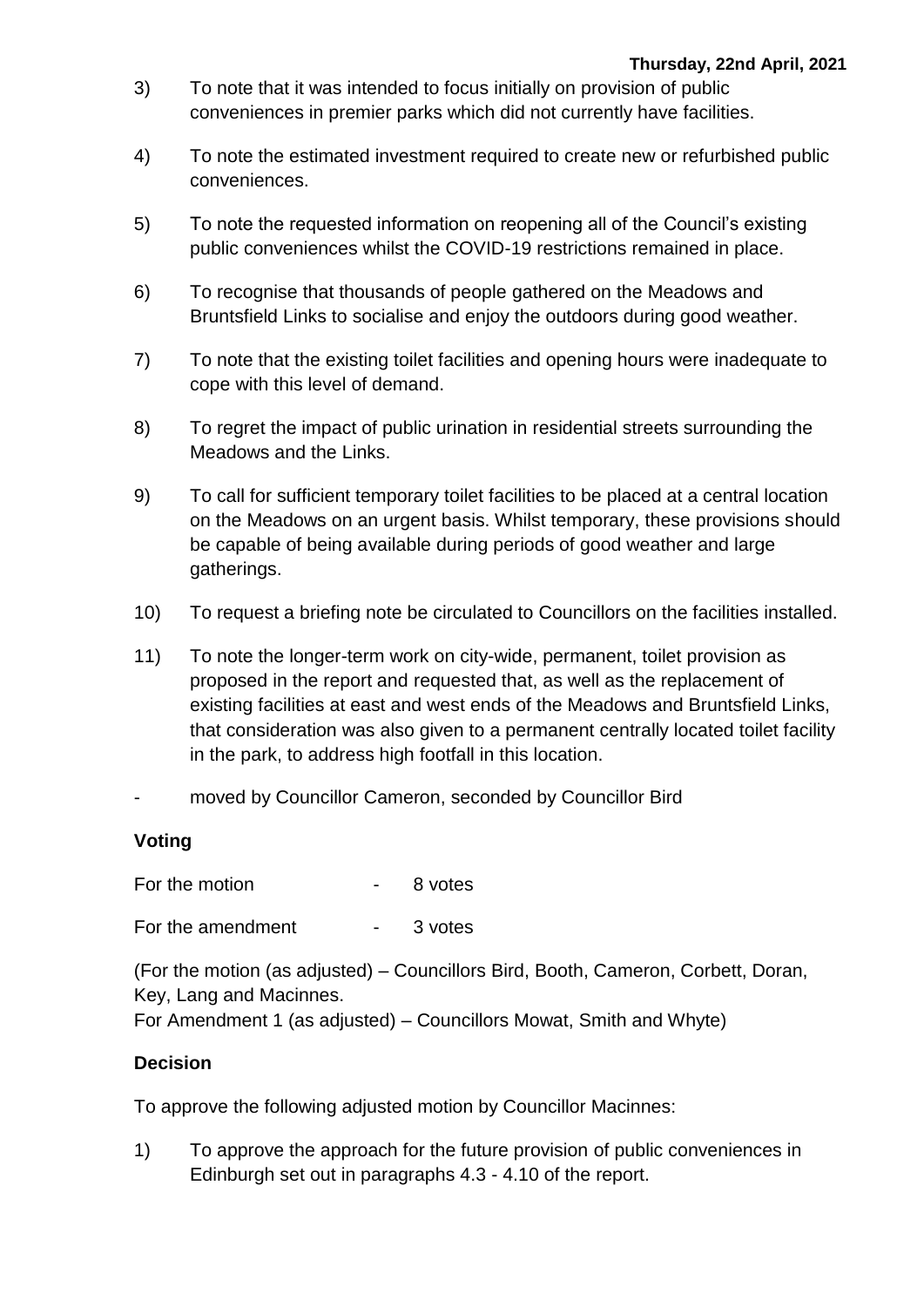3) To note that it was intended to focus initially on provision of public conveniences in premier parks which did not currently have facilities.

4) To note the estimated investment required to create new or refurbished public conveniences.

5) To note the requested information on reopening all of the Council's existing public conveniences whilst the COVID-19 restrictions remained in place.

6) To recognise that thousands of people gathered on the Meadows and Bruntsfield Links to socialise and enjoy the outdoors during good weather.

7) To note that the existing toilet facilities and opening hours were inadequate to cope with this level of demand.

8) To regret the impact of public urination in residential streets surrounding the Meadows and the Links.

9) To call for sufficient temporary toilet facilities to be placed at a central location on the Meadows on an urgent basis. Whilst temporary, these provisions should be capable of being available during periods of good weather and large gatherings.

10) To request a briefing note be circulated to Councillors on the facilities installed.

11) To note the longer-term work on city-wide, permanent, toilet provision as proposed in the report and requested that, as well as the replacement of existing facilities at east and west ends of the Meadows and Bruntsfield Links, that consideration was also given to a permanent centrally located toilet facility in the park, to address high footfall in this location.

- moved by Councillor Cameron, seconded by Councillor Bird

**Voting**

For the motion - 8 votes

For the amendment - 3 votes

(For the motion (as adjusted) – Councillors Bird, Booth, Cameron, Corbett, Doran, Key, Lang and Macinnes.
For Amendment 1 (as adjusted) – Councillors Mowat, Smith and Whyte)

**Decision**

To approve the following adjusted motion by Councillor Macinnes:

1) To approve the approach for the future provision of public conveniences in Edinburgh set out in paragraphs 4.3 - 4.10 of the report.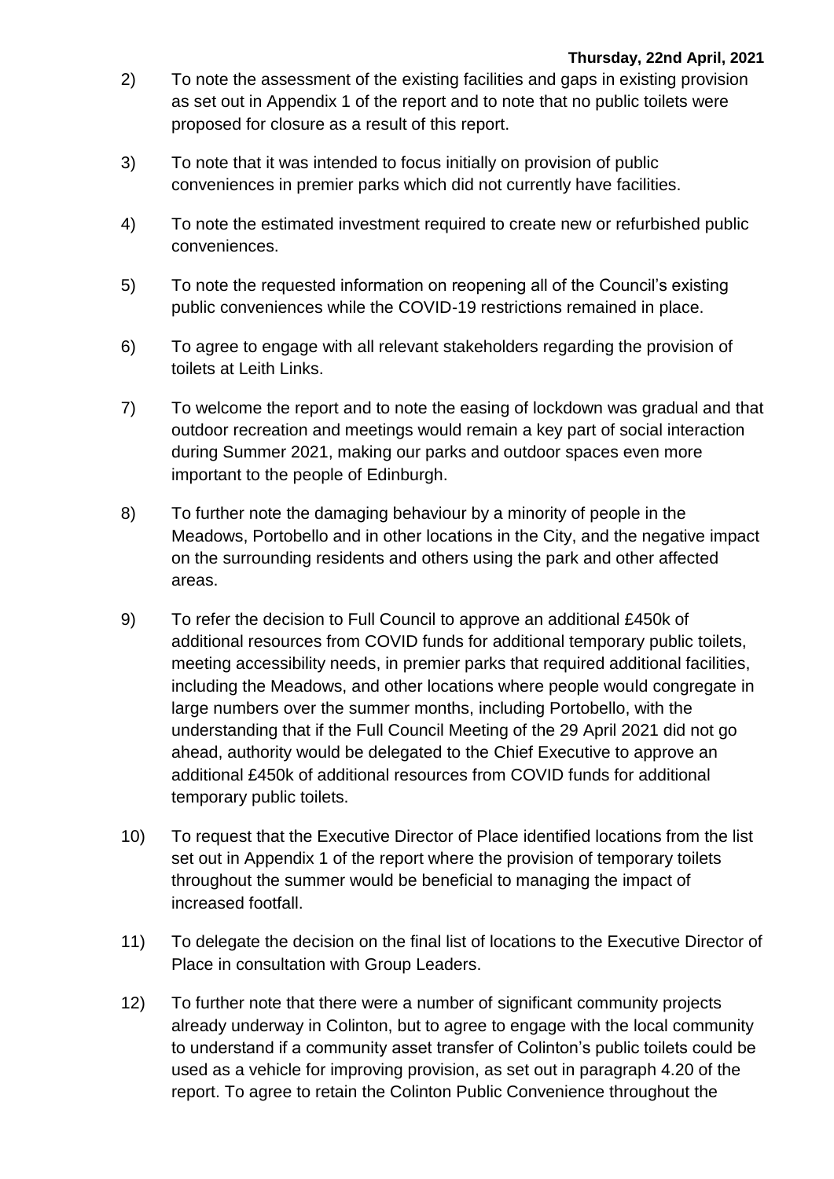2) To note the assessment of the existing facilities and gaps in existing provision as set out in Appendix 1 of the report and to note that no public toilets were proposed for closure as a result of this report.

3) To note that it was intended to focus initially on provision of public conveniences in premier parks which did not currently have facilities.

4) To note the estimated investment required to create new or refurbished public conveniences.

5) To note the requested information on reopening all of the Council's existing public conveniences while the COVID-19 restrictions remained in place.

6) To agree to engage with all relevant stakeholders regarding the provision of toilets at Leith Links.

7) To welcome the report and to note the easing of lockdown was gradual and that outdoor recreation and meetings would remain a key part of social interaction during Summer 2021, making our parks and outdoor spaces even more important to the people of Edinburgh.

8) To further note the damaging behaviour by a minority of people in the Meadows, Portobello and in other locations in the City, and the negative impact on the surrounding residents and others using the park and other affected areas.

9) To refer the decision to Full Council to approve an additional £450k of additional resources from COVID funds for additional temporary public toilets, meeting accessibility needs, in premier parks that required additional facilities, including the Meadows, and other locations where people would congregate in large numbers over the summer months, including Portobello, with the understanding that if the Full Council Meeting of the 29 April 2021 did not go ahead, authority would be delegated to the Chief Executive to approve an additional £450k of additional resources from COVID funds for additional temporary public toilets.

10) To request that the Executive Director of Place identified locations from the list set out in Appendix 1 of the report where the provision of temporary toilets throughout the summer would be beneficial to managing the impact of increased footfall.

11) To delegate the decision on the final list of locations to the Executive Director of Place in consultation with Group Leaders.

12) To further note that there were a number of significant community projects already underway in Colinton, but to agree to engage with the local community to understand if a community asset transfer of Colinton's public toilets could be used as a vehicle for improving provision, as set out in paragraph 4.20 of the report. To agree to retain the Colinton Public Convenience throughout the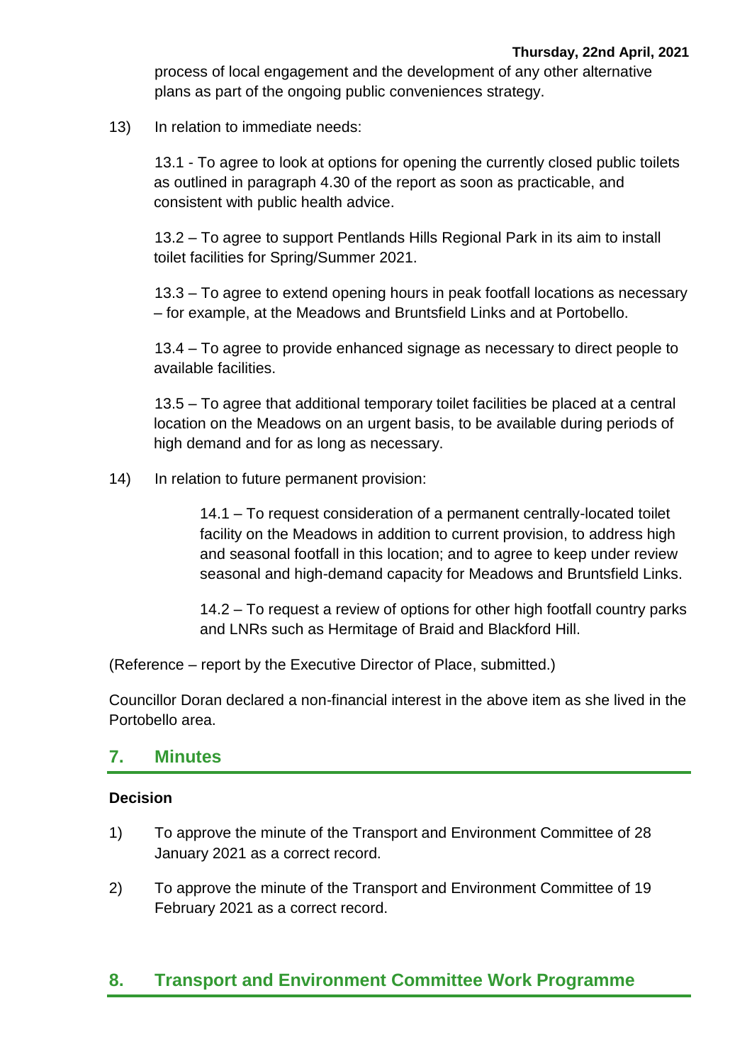process of local engagement and the development of any other alternative plans as part of the ongoing public conveniences strategy.

13) In relation to immediate needs:

13.1 - To agree to look at options for opening the currently closed public toilets as outlined in paragraph 4.30 of the report as soon as practicable, and consistent with public health advice.

13.2 – To agree to support Pentlands Hills Regional Park in its aim to install toilet facilities for Spring/Summer 2021.

13.3 – To agree to extend opening hours in peak footfall locations as necessary – for example, at the Meadows and Bruntsfield Links and at Portobello.

13.4 – To agree to provide enhanced signage as necessary to direct people to available facilities.

13.5 – To agree that additional temporary toilet facilities be placed at a central location on the Meadows on an urgent basis, to be available during periods of high demand and for as long as necessary.

14) In relation to future permanent provision:

14.1 – To request consideration of a permanent centrally-located toilet facility on the Meadows in addition to current provision, to address high and seasonal footfall in this location; and to agree to keep under review seasonal and high-demand capacity for Meadows and Bruntsfield Links.

14.2 – To request a review of options for other high footfall country parks and LNRs such as Hermitage of Braid and Blackford Hill.

(Reference – report by the Executive Director of Place, submitted.)

Councillor Doran declared a non-financial interest in the above item as she lived in the Portobello area.

## 7. Minutes

**Decision**

1) To approve the minute of the Transport and Environment Committee of 28 January 2021 as a correct record.

2) To approve the minute of the Transport and Environment Committee of 19 February 2021 as a correct record.

## 8. Transport and Environment Committee Work Programme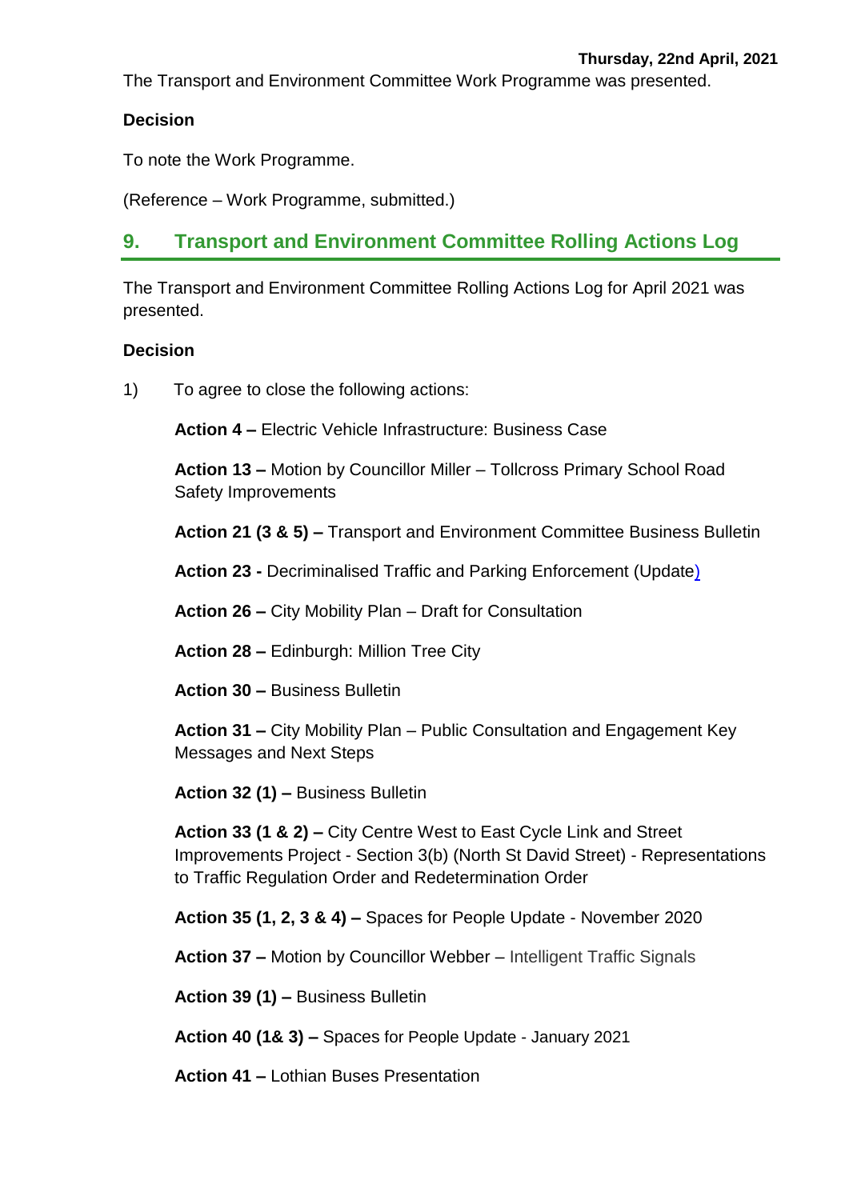The Transport and Environment Committee Work Programme was presented.

**Decision**

To note the Work Programme.

(Reference – Work Programme, submitted.)

## 9. Transport and Environment Committee Rolling Actions Log

The Transport and Environment Committee Rolling Actions Log for April 2021 was presented.

**Decision**

1) To agree to close the following actions:

**Action 4 –** Electric Vehicle Infrastructure: Business Case

**Action 13 –** Motion by Councillor Miller – Tollcross Primary School Road Safety Improvements

**Action 21 (3 & 5) –** Transport and Environment Committee Business Bulletin

**Action 23 -** Decriminalised Traffic and Parking Enforcement (Update)

**Action 26 –** City Mobility Plan – Draft for Consultation

**Action 28 –** Edinburgh: Million Tree City

**Action 30 –** Business Bulletin

**Action 31 –** City Mobility Plan – Public Consultation and Engagement Key Messages and Next Steps

**Action 32 (1) –** Business Bulletin

**Action 33 (1 & 2) –** City Centre West to East Cycle Link and Street Improvements Project - Section 3(b) (North St David Street) - Representations to Traffic Regulation Order and Redetermination Order

**Action 35 (1, 2, 3 & 4) –** Spaces for People Update - November 2020

**Action 37 –** Motion by Councillor Webber – Intelligent Traffic Signals

**Action 39 (1) –** Business Bulletin

**Action 40 (1& 3) –** Spaces for People Update - January 2021

**Action 41 –** Lothian Buses Presentation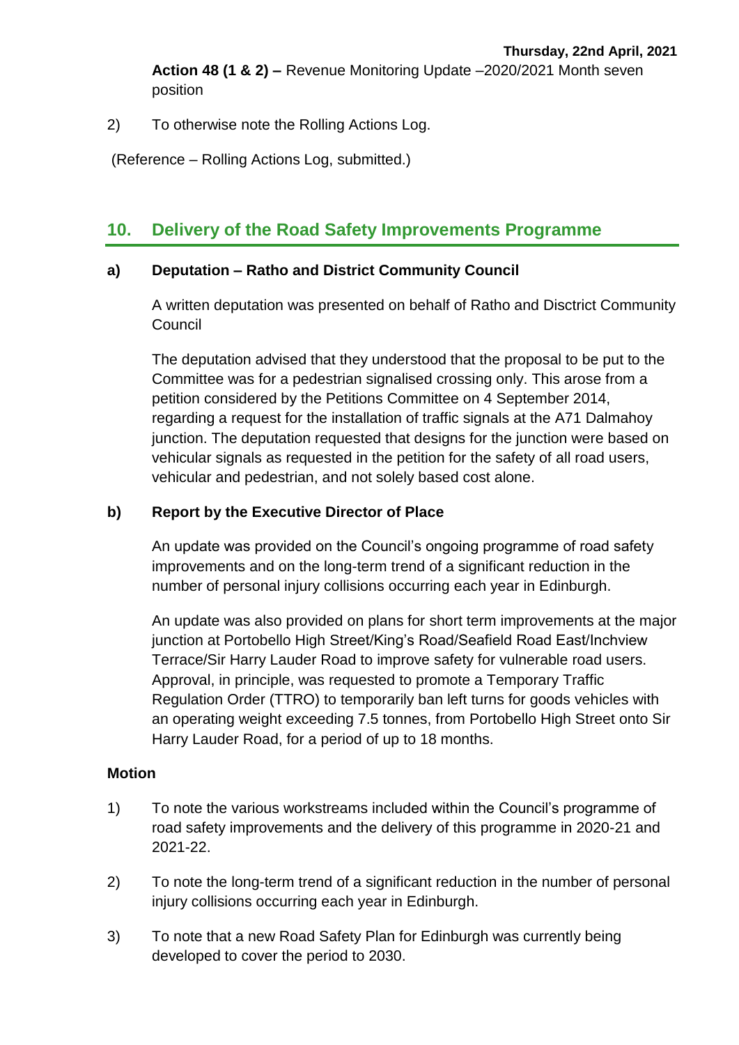**Action 48 (1 & 2) –** Revenue Monitoring Update –2020/2021 Month seven position

2) To otherwise note the Rolling Actions Log.

(Reference – Rolling Actions Log, submitted.)

## 10. Delivery of the Road Safety Improvements Programme

### a) Deputation – Ratho and District Community Council

A written deputation was presented on behalf of Ratho and Disctrict Community Council

The deputation advised that they understood that the proposal to be put to the Committee was for a pedestrian signalised crossing only. This arose from a petition considered by the Petitions Committee on 4 September 2014, regarding a request for the installation of traffic signals at the A71 Dalmahoy junction. The deputation requested that designs for the junction were based on vehicular signals as requested in the petition for the safety of all road users, vehicular and pedestrian, and not solely based cost alone.

### b) Report by the Executive Director of Place

An update was provided on the Council's ongoing programme of road safety improvements and on the long-term trend of a significant reduction in the number of personal injury collisions occurring each year in Edinburgh.

An update was also provided on plans for short term improvements at the major junction at Portobello High Street/King's Road/Seafield Road East/Inchview Terrace/Sir Harry Lauder Road to improve safety for vulnerable road users. Approval, in principle, was requested to promote a Temporary Traffic Regulation Order (TTRO) to temporarily ban left turns for goods vehicles with an operating weight exceeding 7.5 tonnes, from Portobello High Street onto Sir Harry Lauder Road, for a period of up to 18 months.

**Motion**

1) To note the various workstreams included within the Council's programme of road safety improvements and the delivery of this programme in 2020-21 and 2021-22.

2) To note the long-term trend of a significant reduction in the number of personal injury collisions occurring each year in Edinburgh.

3) To note that a new Road Safety Plan for Edinburgh was currently being developed to cover the period to 2030.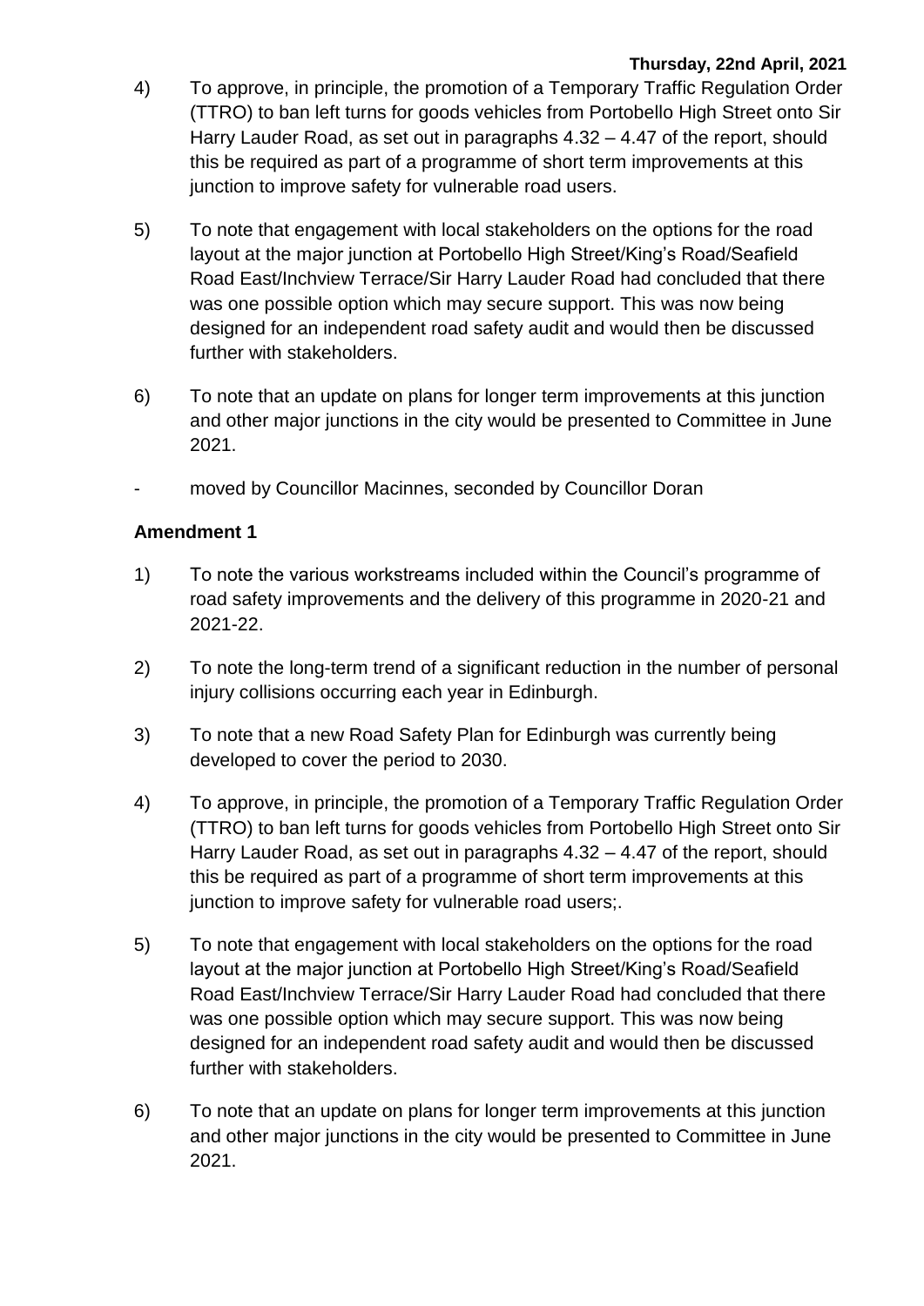4) To approve, in principle, the promotion of a Temporary Traffic Regulation Order (TTRO) to ban left turns for goods vehicles from Portobello High Street onto Sir Harry Lauder Road, as set out in paragraphs 4.32 – 4.47 of the report, should this be required as part of a programme of short term improvements at this junction to improve safety for vulnerable road users.

5) To note that engagement with local stakeholders on the options for the road layout at the major junction at Portobello High Street/King's Road/Seafield Road East/Inchview Terrace/Sir Harry Lauder Road had concluded that there was one possible option which may secure support. This was now being designed for an independent road safety audit and would then be discussed further with stakeholders.

6) To note that an update on plans for longer term improvements at this junction and other major junctions in the city would be presented to Committee in June 2021.

- moved by Councillor Macinnes, seconded by Councillor Doran

**Amendment 1**

1) To note the various workstreams included within the Council's programme of road safety improvements and the delivery of this programme in 2020-21 and 2021-22.

2) To note the long-term trend of a significant reduction in the number of personal injury collisions occurring each year in Edinburgh.

3) To note that a new Road Safety Plan for Edinburgh was currently being developed to cover the period to 2030.

4) To approve, in principle, the promotion of a Temporary Traffic Regulation Order (TTRO) to ban left turns for goods vehicles from Portobello High Street onto Sir Harry Lauder Road, as set out in paragraphs 4.32 – 4.47 of the report, should this be required as part of a programme of short term improvements at this junction to improve safety for vulnerable road users;.

5) To note that engagement with local stakeholders on the options for the road layout at the major junction at Portobello High Street/King's Road/Seafield Road East/Inchview Terrace/Sir Harry Lauder Road had concluded that there was one possible option which may secure support. This was now being designed for an independent road safety audit and would then be discussed further with stakeholders.

6) To note that an update on plans for longer term improvements at this junction and other major junctions in the city would be presented to Committee in June 2021.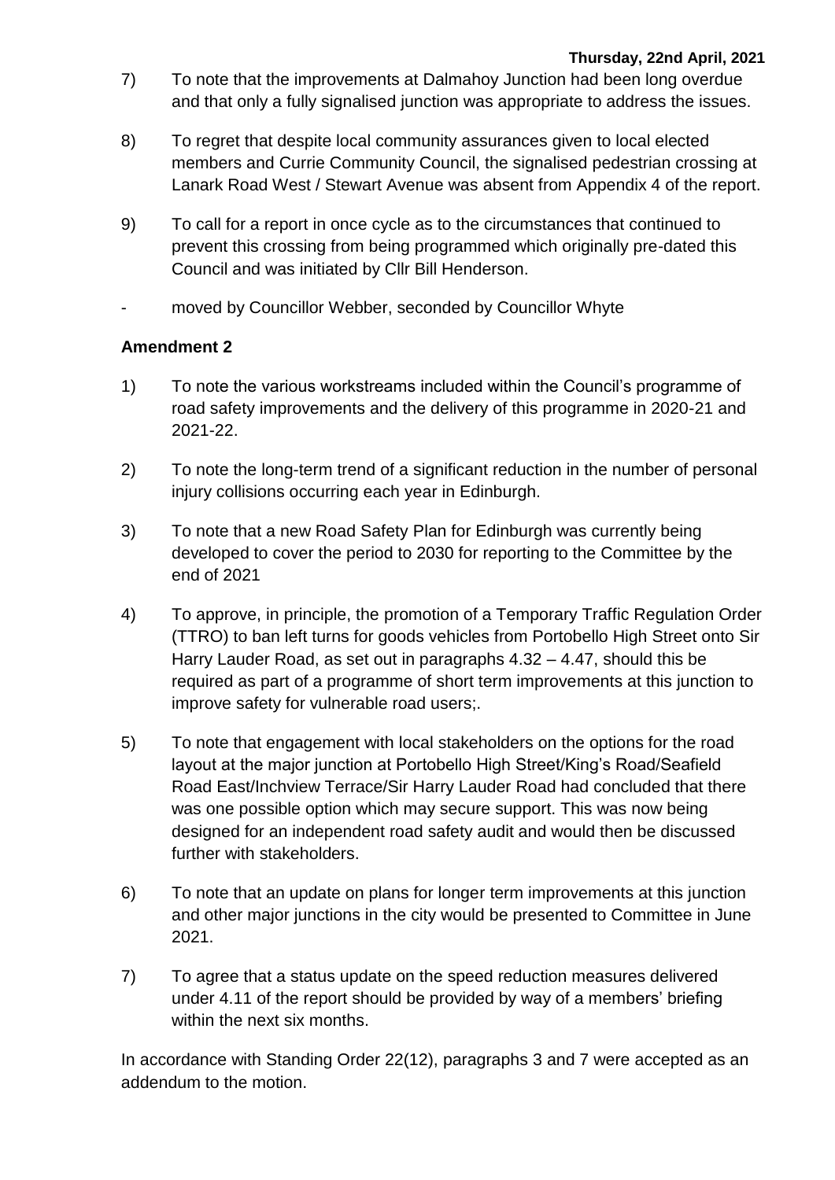7) To note that the improvements at Dalmahoy Junction had been long overdue and that only a fully signalised junction was appropriate to address the issues.

8) To regret that despite local community assurances given to local elected members and Currie Community Council, the signalised pedestrian crossing at Lanark Road West / Stewart Avenue was absent from Appendix 4 of the report.

9) To call for a report in once cycle as to the circumstances that continued to prevent this crossing from being programmed which originally pre-dated this Council and was initiated by Cllr Bill Henderson.

- moved by Councillor Webber, seconded by Councillor Whyte

**Amendment 2**

1) To note the various workstreams included within the Council's programme of road safety improvements and the delivery of this programme in 2020-21 and 2021-22.

2) To note the long-term trend of a significant reduction in the number of personal injury collisions occurring each year in Edinburgh.

3) To note that a new Road Safety Plan for Edinburgh was currently being developed to cover the period to 2030 for reporting to the Committee by the end of 2021

4) To approve, in principle, the promotion of a Temporary Traffic Regulation Order (TTRO) to ban left turns for goods vehicles from Portobello High Street onto Sir Harry Lauder Road, as set out in paragraphs 4.32 – 4.47, should this be required as part of a programme of short term improvements at this junction to improve safety for vulnerable road users;.

5) To note that engagement with local stakeholders on the options for the road layout at the major junction at Portobello High Street/King's Road/Seafield Road East/Inchview Terrace/Sir Harry Lauder Road had concluded that there was one possible option which may secure support. This was now being designed for an independent road safety audit and would then be discussed further with stakeholders.

6) To note that an update on plans for longer term improvements at this junction and other major junctions in the city would be presented to Committee in June 2021.

7) To agree that a status update on the speed reduction measures delivered under 4.11 of the report should be provided by way of a members' briefing within the next six months.

In accordance with Standing Order 22(12), paragraphs 3 and 7 were accepted as an addendum to the motion.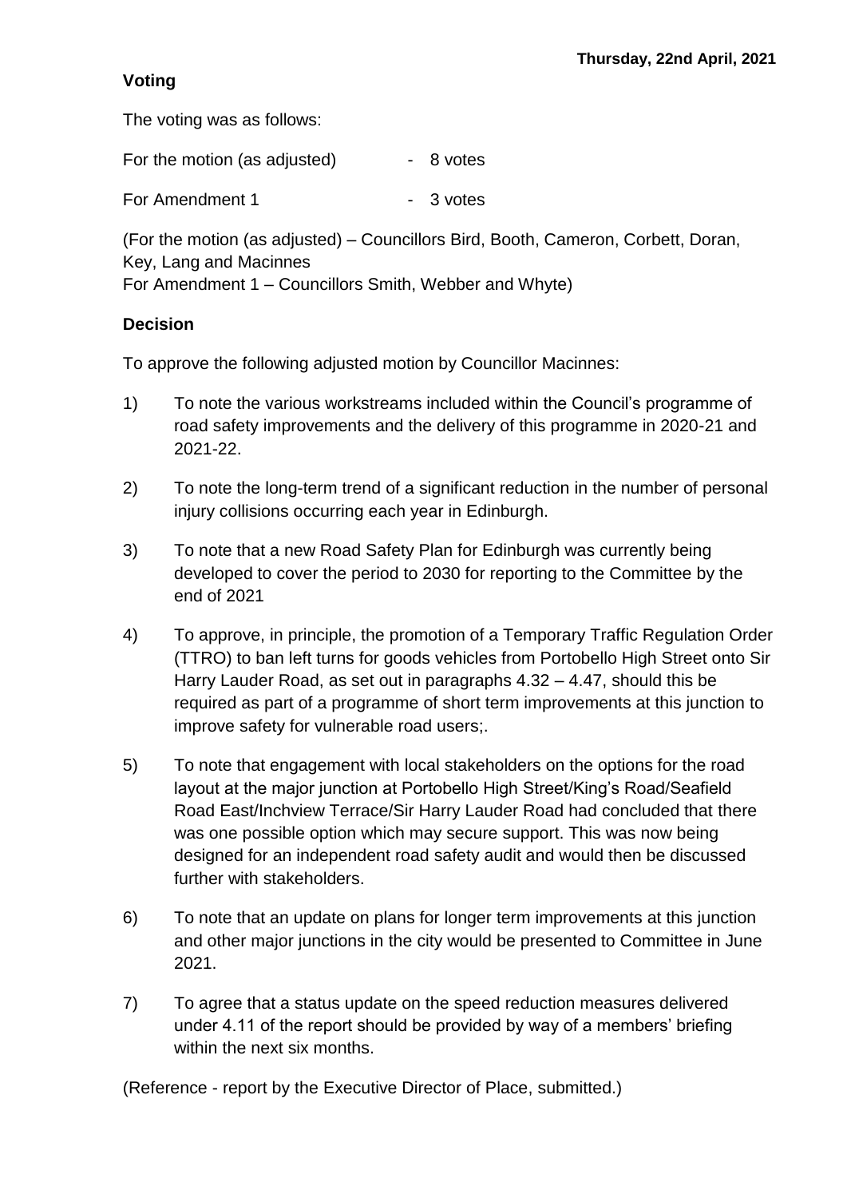### Voting

The voting was as follows:

For the motion (as adjusted) - 8 votes

For Amendment 1 - 3 votes

(For the motion (as adjusted) – Councillors Bird, Booth, Cameron, Corbett, Doran, Key, Lang and Macinnes
For Amendment 1 – Councillors Smith, Webber and Whyte)

### Decision

To approve the following adjusted motion by Councillor Macinnes:

1) To note the various workstreams included within the Council's programme of road safety improvements and the delivery of this programme in 2020-21 and 2021-22.

2) To note the long-term trend of a significant reduction in the number of personal injury collisions occurring each year in Edinburgh.

3) To note that a new Road Safety Plan for Edinburgh was currently being developed to cover the period to 2030 for reporting to the Committee by the end of 2021

4) To approve, in principle, the promotion of a Temporary Traffic Regulation Order (TTRO) to ban left turns for goods vehicles from Portobello High Street onto Sir Harry Lauder Road, as set out in paragraphs 4.32 – 4.47, should this be required as part of a programme of short term improvements at this junction to improve safety for vulnerable road users;.

5) To note that engagement with local stakeholders on the options for the road layout at the major junction at Portobello High Street/King's Road/Seafield Road East/Inchview Terrace/Sir Harry Lauder Road had concluded that there was one possible option which may secure support. This was now being designed for an independent road safety audit and would then be discussed further with stakeholders.

6) To note that an update on plans for longer term improvements at this junction and other major junctions in the city would be presented to Committee in June 2021.

7) To agree that a status update on the speed reduction measures delivered under 4.11 of the report should be provided by way of a members' briefing within the next six months.

(Reference - report by the Executive Director of Place, submitted.)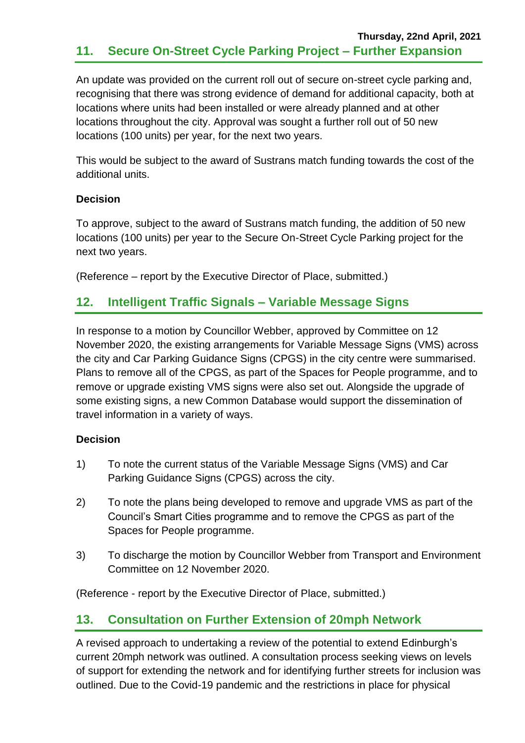## 11. Secure On-Street Cycle Parking Project – Further Expansion

An update was provided on the current roll out of secure on-street cycle parking and, recognising that there was strong evidence of demand for additional capacity, both at locations where units had been installed or were already planned and at other locations throughout the city. Approval was sought a further roll out of 50 new locations (100 units) per year, for the next two years.

This would be subject to the award of Sustrans match funding towards the cost of the additional units.

**Decision**

To approve, subject to the award of Sustrans match funding, the addition of 50 new locations (100 units) per year to the Secure On-Street Cycle Parking project for the next two years.

(Reference – report by the Executive Director of Place, submitted.)

## 12. Intelligent Traffic Signals – Variable Message Signs

In response to a motion by Councillor Webber, approved by Committee on 12 November 2020, the existing arrangements for Variable Message Signs (VMS) across the city and Car Parking Guidance Signs (CPGS) in the city centre were summarised. Plans to remove all of the CPGS, as part of the Spaces for People programme, and to remove or upgrade existing VMS signs were also set out. Alongside the upgrade of some existing signs, a new Common Database would support the dissemination of travel information in a variety of ways.

**Decision**

1) To note the current status of the Variable Message Signs (VMS) and Car Parking Guidance Signs (CPGS) across the city.

2) To note the plans being developed to remove and upgrade VMS as part of the Council's Smart Cities programme and to remove the CPGS as part of the Spaces for People programme.

3) To discharge the motion by Councillor Webber from Transport and Environment Committee on 12 November 2020.

(Reference - report by the Executive Director of Place, submitted.)

## 13. Consultation on Further Extension of 20mph Network

A revised approach to undertaking a review of the potential to extend Edinburgh's current 20mph network was outlined. A consultation process seeking views on levels of support for extending the network and for identifying further streets for inclusion was outlined. Due to the Covid-19 pandemic and the restrictions in place for physical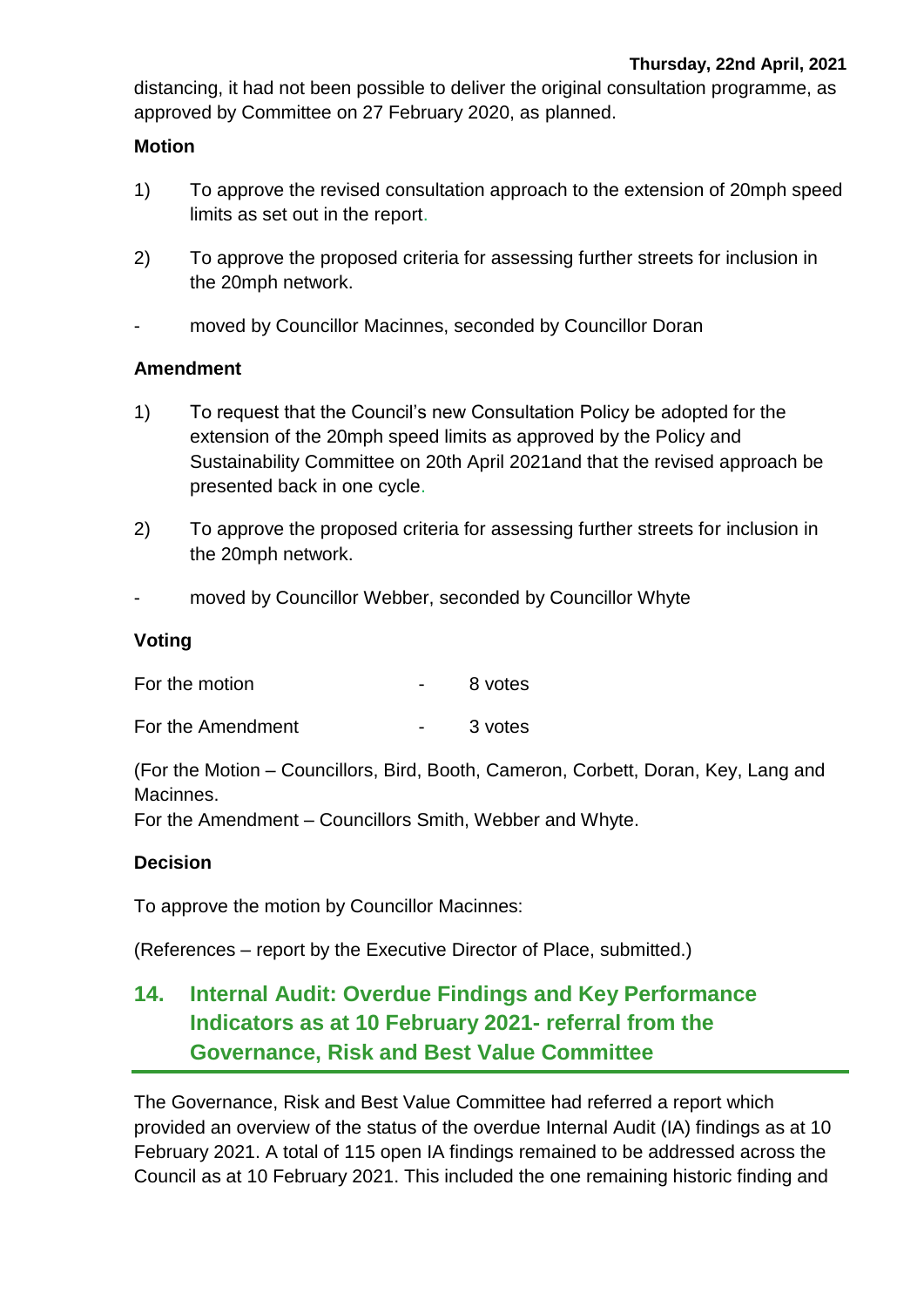distancing, it had not been possible to deliver the original consultation programme, as approved by Committee on 27 February 2020, as planned.

**Motion**

1) To approve the revised consultation approach to the extension of 20mph speed limits as set out in the report.

2) To approve the proposed criteria for assessing further streets for inclusion in the 20mph network.

- moved by Councillor Macinnes, seconded by Councillor Doran

**Amendment**

1) To request that the Council's new Consultation Policy be adopted for the extension of the 20mph speed limits as approved by the Policy and Sustainability Committee on 20th April 2021and that the revised approach be presented back in one cycle.

2) To approve the proposed criteria for assessing further streets for inclusion in the 20mph network.

- moved by Councillor Webber, seconded by Councillor Whyte

**Voting**

For the motion - 8 votes

For the Amendment - 3 votes

(For the Motion – Councillors, Bird, Booth, Cameron, Corbett, Doran, Key, Lang and Macinnes.
For the Amendment – Councillors Smith, Webber and Whyte.

**Decision**

To approve the motion by Councillor Macinnes:

(References – report by the Executive Director of Place, submitted.)

## 14. Internal Audit: Overdue Findings and Key Performance Indicators as at 10 February 2021- referral from the Governance, Risk and Best Value Committee

The Governance, Risk and Best Value Committee had referred a report which provided an overview of the status of the overdue Internal Audit (IA) findings as at 10 February 2021. A total of 115 open IA findings remained to be addressed across the Council as at 10 February 2021. This included the one remaining historic finding and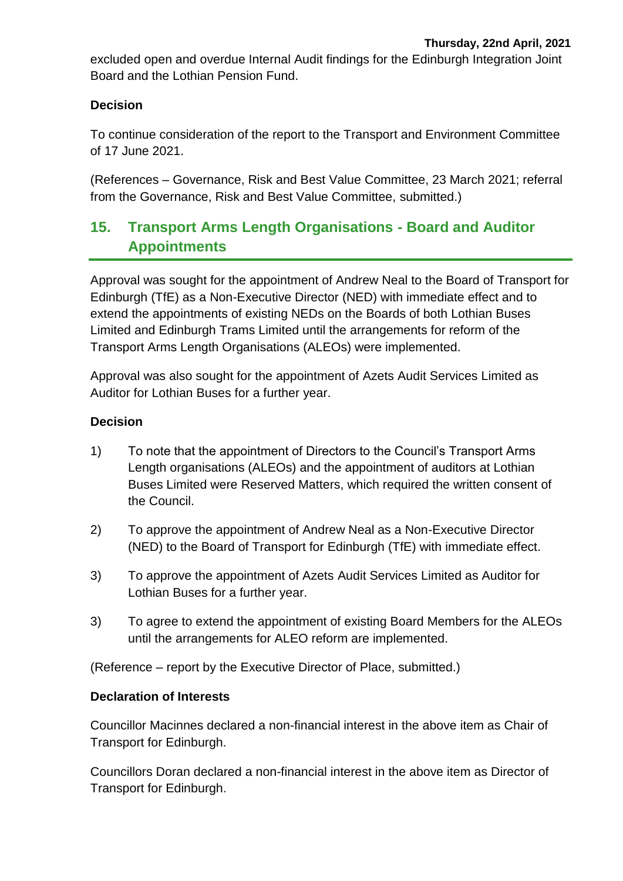excluded open and overdue Internal Audit findings for the Edinburgh Integration Joint Board and the Lothian Pension Fund.

**Decision**

To continue consideration of the report to the Transport and Environment Committee of 17 June 2021.

(References – Governance, Risk and Best Value Committee, 23 March 2021; referral from the Governance, Risk and Best Value Committee, submitted.)

## 15. Transport Arms Length Organisations - Board and Auditor Appointments

Approval was sought for the appointment of Andrew Neal to the Board of Transport for Edinburgh (TfE) as a Non-Executive Director (NED) with immediate effect and to extend the appointments of existing NEDs on the Boards of both Lothian Buses Limited and Edinburgh Trams Limited until the arrangements for reform of the Transport Arms Length Organisations (ALEOs) were implemented.

Approval was also sought for the appointment of Azets Audit Services Limited as Auditor for Lothian Buses for a further year.

**Decision**

1) To note that the appointment of Directors to the Council's Transport Arms Length organisations (ALEOs) and the appointment of auditors at Lothian Buses Limited were Reserved Matters, which required the written consent of the Council.

2) To approve the appointment of Andrew Neal as a Non-Executive Director (NED) to the Board of Transport for Edinburgh (TfE) with immediate effect.

3) To approve the appointment of Azets Audit Services Limited as Auditor for Lothian Buses for a further year.

3) To agree to extend the appointment of existing Board Members for the ALEOs until the arrangements for ALEO reform are implemented.

(Reference – report by the Executive Director of Place, submitted.)

**Declaration of Interests**

Councillor Macinnes declared a non-financial interest in the above item as Chair of Transport for Edinburgh.

Councillors Doran declared a non-financial interest in the above item as Director of Transport for Edinburgh.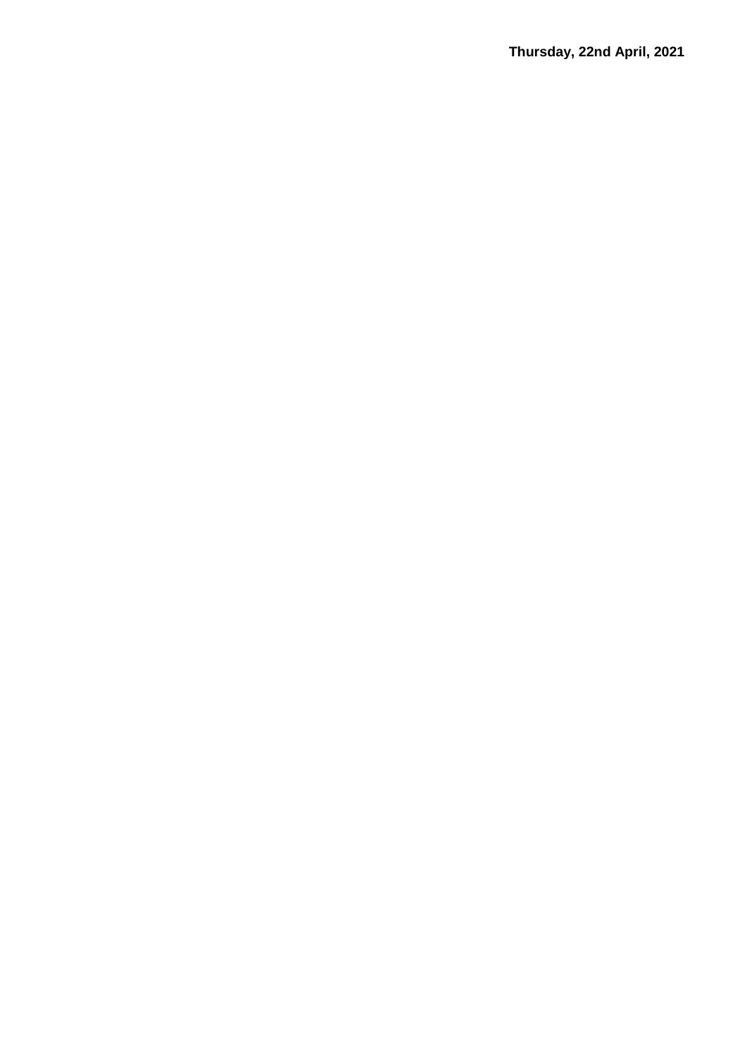**Thursday, 22nd April, 2021**